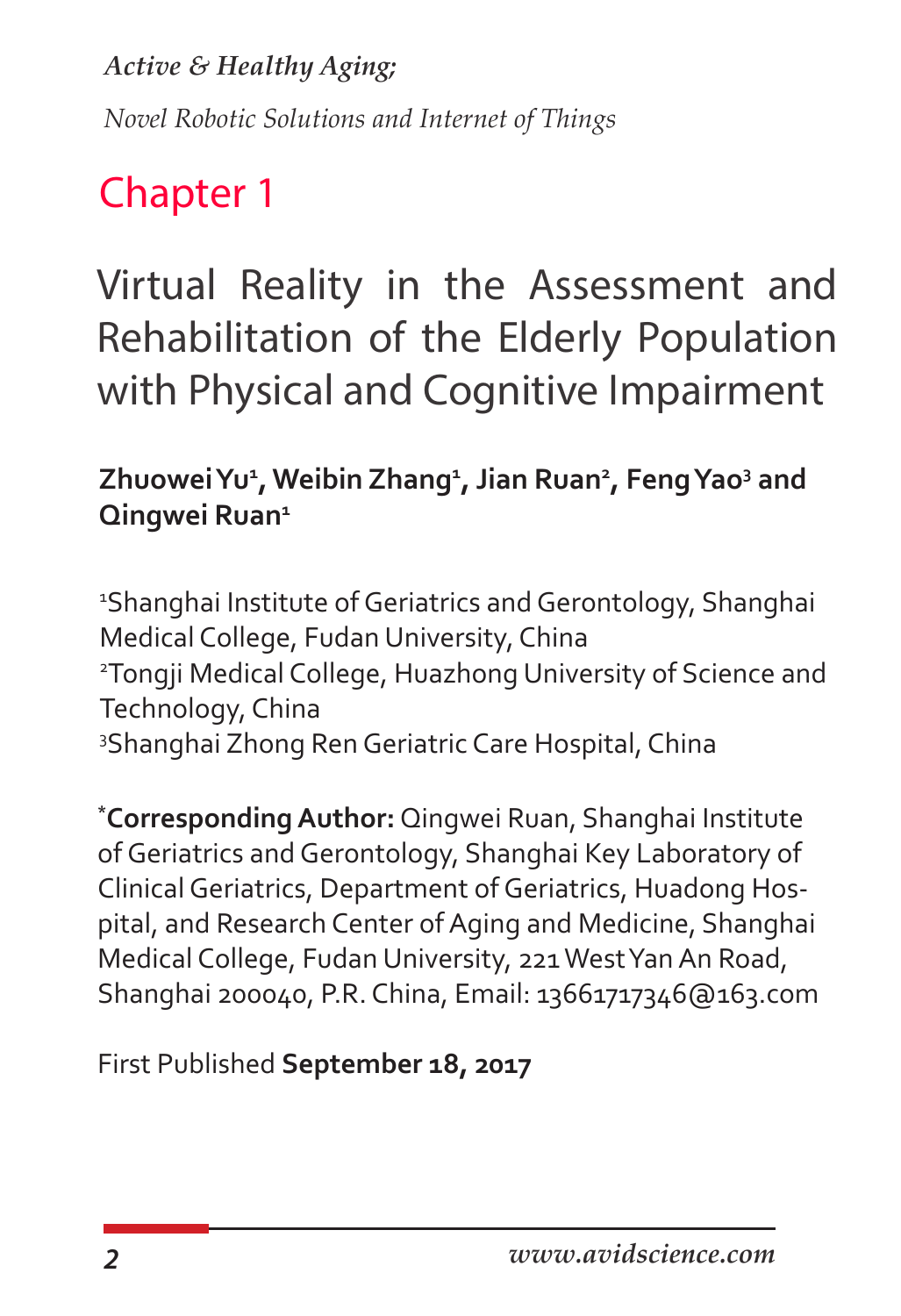*Active & Healthy Aging;*

*Novel Robotic Solutions and Internet of Things*

# Chapter 1

# Virtual Reality in the Assessment and Rehabilitation of the Elderly Population with Physical and Cognitive Impairment

**Zhuowei Yu[1], Weibin Zhang[1], Jian Ruan[2], Feng Yao[3] and Qingwei Ruan[1]**

[1]Shanghai Institute of Geriatrics and Gerontology, Shanghai Medical College, Fudan University, China
[2]Tongji Medical College, Huazhong University of Science and Technology, China
[3]Shanghai Zhong Ren Geriatric Care Hospital, China

***Corresponding Author:** Qingwei Ruan, Shanghai Institute of Geriatrics and Gerontology, Shanghai Key Laboratory of Clinical Geriatrics, Department of Geriatrics, Huadong Hospital, and Research Center of Aging and Medicine, Shanghai Medical College, Fudan University, 221 West Yan An Road, Shanghai 200040, P.R. China, Email: 13661717346@163.com

First Published **September 18, 2017**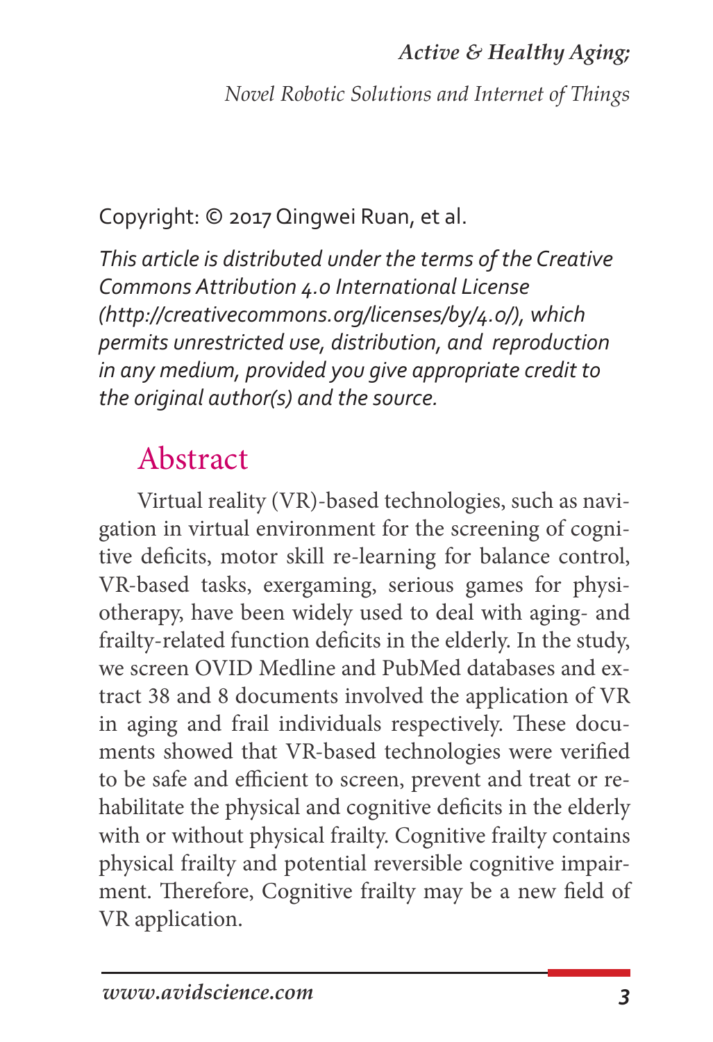Copyright: © 2017 Qingwei Ruan, et al.

*This article is distributed under the terms of the Creative Commons Attribution 4.0 International License (http://creativecommons.org/licenses/by/4.0/), which permits unrestricted use, distribution, and reproduction in any medium, provided you give appropriate credit to the original author(s) and the source.*

## Abstract

Virtual reality (VR)-based technologies, such as navigation in virtual environment for the screening of cognitive deficits, motor skill re-learning for balance control, VR-based tasks, exergaming, serious games for physiotherapy, have been widely used to deal with aging- and frailty-related function deficits in the elderly. In the study, we screen OVID Medline and PubMed databases and extract 38 and 8 documents involved the application of VR in aging and frail individuals respectively. These documents showed that VR-based technologies were verified to be safe and efficient to screen, prevent and treat or rehabilitate the physical and cognitive deficits in the elderly with or without physical frailty. Cognitive frailty contains physical frailty and potential reversible cognitive impairment. Therefore, Cognitive frailty may be a new field of VR application.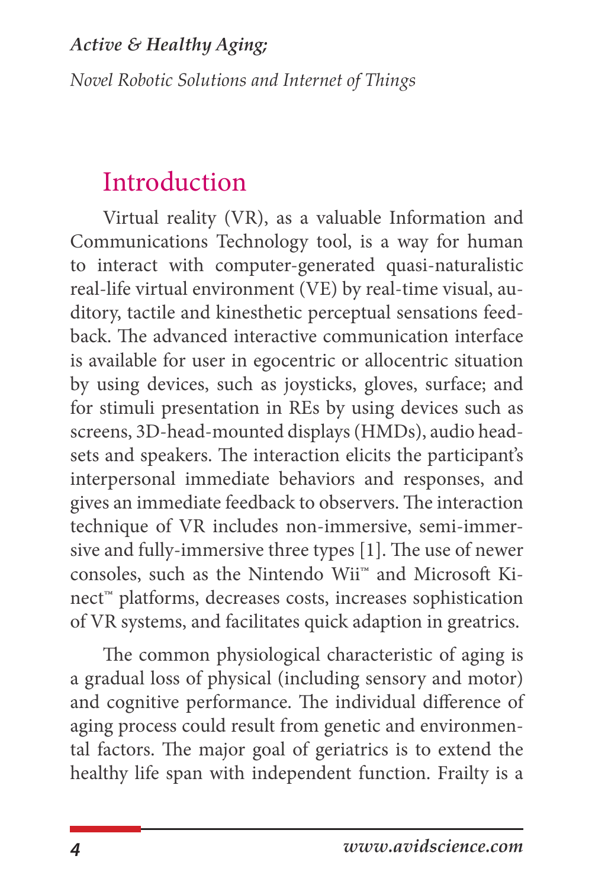## Introduction

Virtual reality (VR), as a valuable Information and Communications Technology tool, is a way for human to interact with computer-generated quasi-naturalistic real-life virtual environment (VE) by real-time visual, auditory, tactile and kinesthetic perceptual sensations feedback. The advanced interactive communication interface is available for user in egocentric or allocentric situation by using devices, such as joysticks, gloves, surface; and for stimuli presentation in REs by using devices such as screens, 3D-head-mounted displays (HMDs), audio headsets and speakers. The interaction elicits the participant's interpersonal immediate behaviors and responses, and gives an immediate feedback to observers. The interaction technique of VR includes non-immersive, semi-immersive and fully-immersive three types [1]. The use of newer consoles, such as the Nintendo Wii™ and Microsoft Kinect™ platforms, decreases costs, increases sophistication of VR systems, and facilitates quick adaption in greatrics.

The common physiological characteristic of aging is a gradual loss of physical (including sensory and motor) and cognitive performance. The individual difference of aging process could result from genetic and environmental factors. The major goal of geriatrics is to extend the healthy life span with independent function. Frailty is a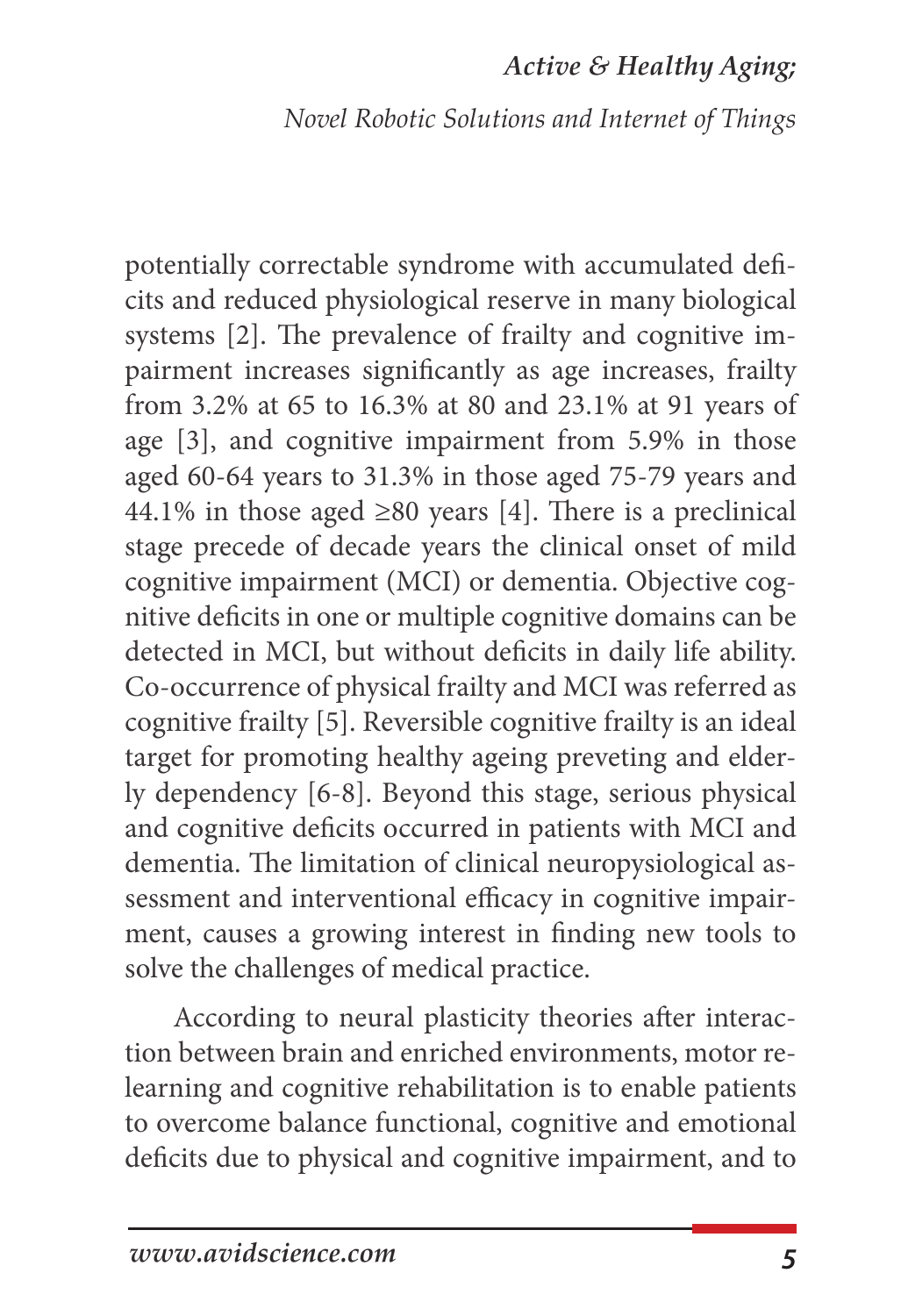potentially correctable syndrome with accumulated deficits and reduced physiological reserve in many biological systems [2]. The prevalence of frailty and cognitive impairment increases significantly as age increases, frailty from 3.2% at 65 to 16.3% at 80 and 23.1% at 91 years of age [3], and cognitive impairment from 5.9% in those aged 60-64 years to 31.3% in those aged 75-79 years and 44.1% in those aged ≥80 years [4]. There is a preclinical stage precede of decade years the clinical onset of mild cognitive impairment (MCI) or dementia. Objective cognitive deficits in one or multiple cognitive domains can be detected in MCI, but without deficits in daily life ability. Co-occurrence of physical frailty and MCI was referred as cognitive frailty [5]. Reversible cognitive frailty is an ideal target for promoting healthy ageing preveting and elderly dependency [6-8]. Beyond this stage, serious physical and cognitive deficits occurred in patients with MCI and dementia. The limitation of clinical neuropysiological assessment and interventional efficacy in cognitive impairment, causes a growing interest in finding new tools to solve the challenges of medical practice.

According to neural plasticity theories after interaction between brain and enriched environments, motor relearning and cognitive rehabilitation is to enable patients to overcome balance functional, cognitive and emotional deficits due to physical and cognitive impairment, and to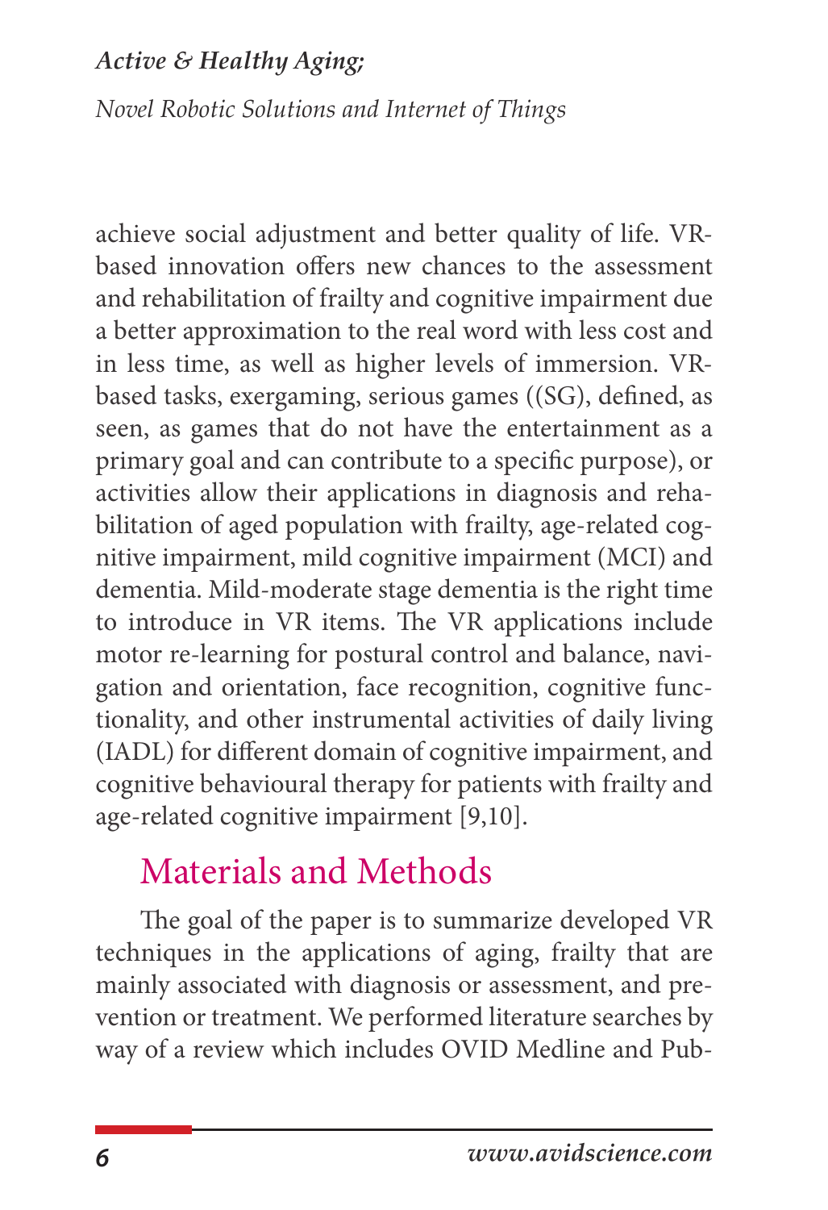achieve social adjustment and better quality of life. VR-based innovation offers new chances to the assessment and rehabilitation of frailty and cognitive impairment due a better approximation to the real word with less cost and in less time, as well as higher levels of immersion. VR-based tasks, exergaming, serious games ((SG), defined, as seen, as games that do not have the entertainment as a primary goal and can contribute to a specific purpose), or activities allow their applications in diagnosis and rehabilitation of aged population with frailty, age-related cognitive impairment, mild cognitive impairment (MCI) and dementia. Mild-moderate stage dementia is the right time to introduce in VR items. The VR applications include motor re-learning for postural control and balance, navigation and orientation, face recognition, cognitive functionality, and other instrumental activities of daily living (IADL) for different domain of cognitive impairment, and cognitive behavioural therapy for patients with frailty and age-related cognitive impairment [9,10].

## Materials and Methods

The goal of the paper is to summarize developed VR techniques in the applications of aging, frailty that are mainly associated with diagnosis or assessment, and prevention or treatment. We performed literature searches by way of a review which includes OVID Medline and Pub-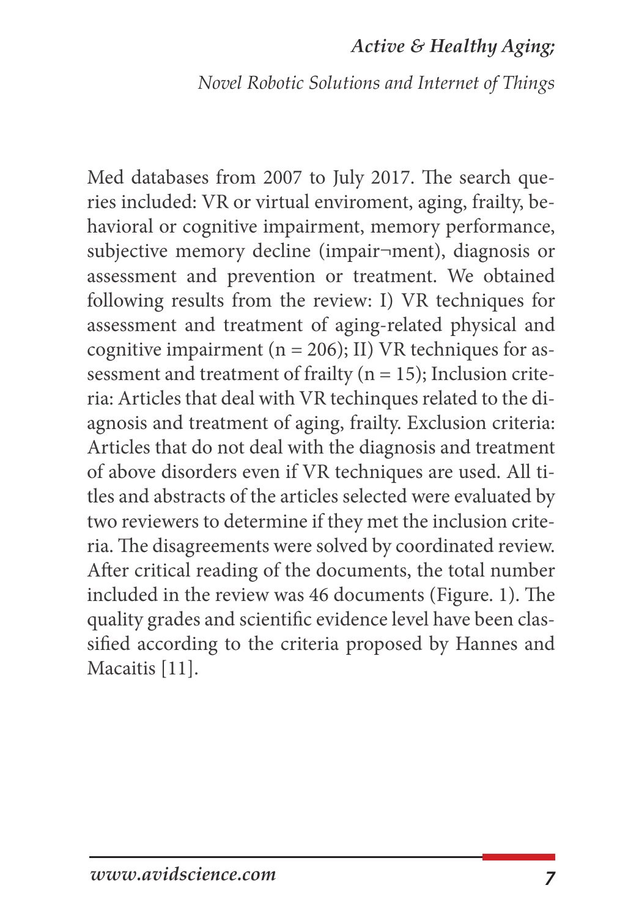Med databases from 2007 to July 2017. The search queries included: VR or virtual enviroment, aging, frailty, behavioral or cognitive impairment, memory performance, subjective memory decline (impair¬ment), diagnosis or assessment and prevention or treatment. We obtained following results from the review: I) VR techniques for assessment and treatment of aging-related physical and cognitive impairment (n = 206); II) VR techniques for assessment and treatment of frailty (n = 15); Inclusion criteria: Articles that deal with VR techinques related to the diagnosis and treatment of aging, frailty. Exclusion criteria: Articles that do not deal with the diagnosis and treatment of above disorders even if VR techniques are used. All titles and abstracts of the articles selected were evaluated by two reviewers to determine if they met the inclusion criteria. The disagreements were solved by coordinated review. After critical reading of the documents, the total number included in the review was 46 documents (Figure. 1). The quality grades and scientific evidence level have been classified according to the criteria proposed by Hannes and Macaitis [11].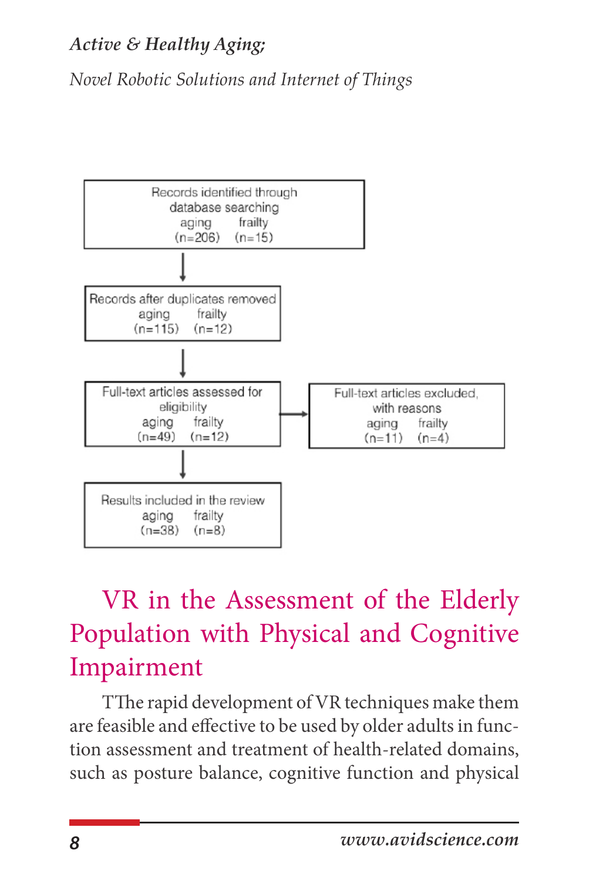Records identified through database searching
aging (n=206) frailty (n=15)

↓

Records after duplicates removed
aging (n=115) frailty (n=12)

↓

Full-text articles assessed for eligibility
aging (n=49) frailty (n=12)

→ Full-text articles excluded, with reasons
aging (n=11) frailty (n=4)

↓

Results included in the review
aging (n=38) frailty (n=8)

## VR in the Assessment of the Elderly Population with Physical and Cognitive Impairment

TThe rapid development of VR techniques make them are feasible and effective to be used by older adults in function assessment and treatment of health-related domains, such as posture balance, cognitive function and physical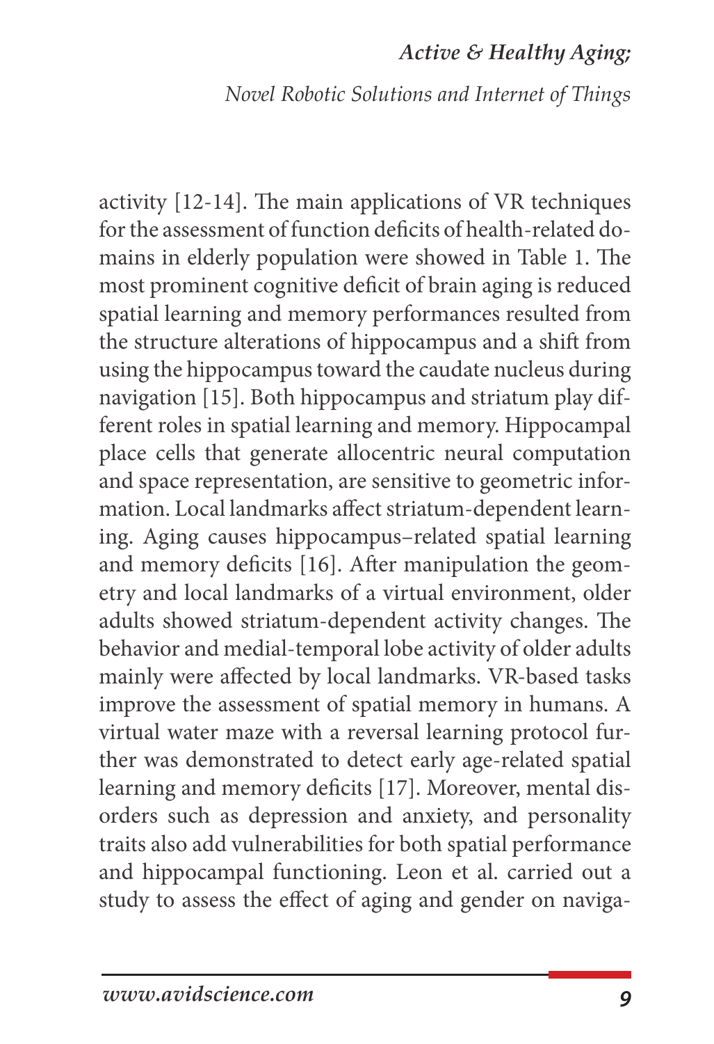activity [12-14]. The main applications of VR techniques for the assessment of function deficits of health-related domains in elderly population were showed in Table 1. The most prominent cognitive deficit of brain aging is reduced spatial learning and memory performances resulted from the structure alterations of hippocampus and a shift from using the hippocampus toward the caudate nucleus during navigation [15]. Both hippocampus and striatum play different roles in spatial learning and memory. Hippocampal place cells that generate allocentric neural computation and space representation, are sensitive to geometric information. Local landmarks affect striatum-dependent learning. Aging causes hippocampus–related spatial learning and memory deficits [16]. After manipulation the geometry and local landmarks of a virtual environment, older adults showed striatum-dependent activity changes. The behavior and medial-temporal lobe activity of older adults mainly were affected by local landmarks. VR-based tasks improve the assessment of spatial memory in humans. A virtual water maze with a reversal learning protocol further was demonstrated to detect early age-related spatial learning and memory deficits [17]. Moreover, mental disorders such as depression and anxiety, and personality traits also add vulnerabilities for both spatial performance and hippocampal functioning. Leon et al. carried out a study to assess the effect of aging and gender on naviga-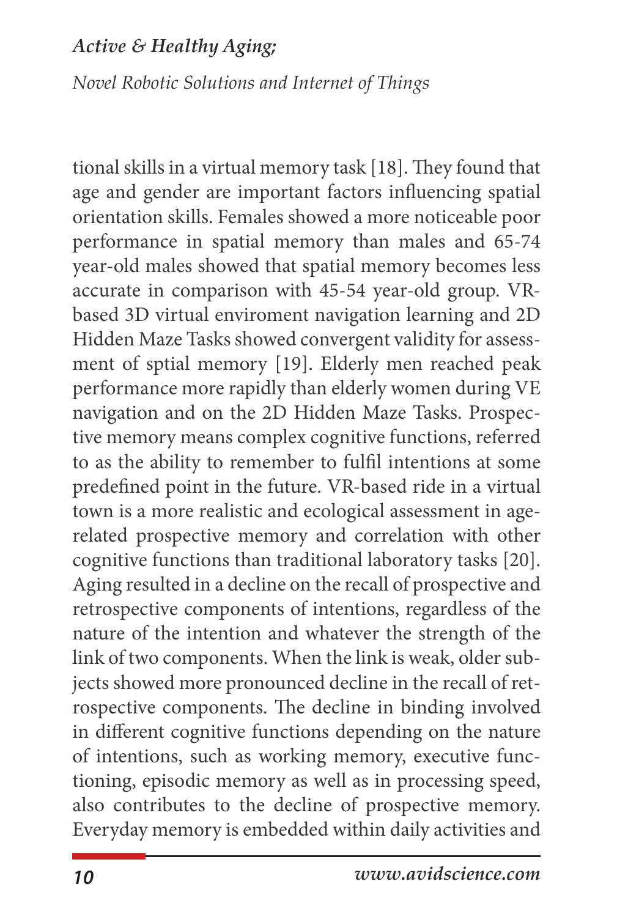tional skills in a virtual memory task [18]. They found that age and gender are important factors influencing spatial orientation skills. Females showed a more noticeable poor performance in spatial memory than males and 65-74 year-old males showed that spatial memory becomes less accurate in comparison with 45-54 year-old group. VR-based 3D virtual enviroment navigation learning and 2D Hidden Maze Tasks showed convergent validity for assessment of sptial memory [19]. Elderly men reached peak performance more rapidly than elderly women during VE navigation and on the 2D Hidden Maze Tasks. Prospective memory means complex cognitive functions, referred to as the ability to remember to fulfil intentions at some predefined point in the future. VR-based ride in a virtual town is a more realistic and ecological assessment in age-related prospective memory and correlation with other cognitive functions than traditional laboratory tasks [20]. Aging resulted in a decline on the recall of prospective and retrospective components of intentions, regardless of the nature of the intention and whatever the strength of the link of two components. When the link is weak, older subjects showed more pronounced decline in the recall of retrospective components. The decline in binding involved in different cognitive functions depending on the nature of intentions, such as working memory, executive functioning, episodic memory as well as in processing speed, also contributes to the decline of prospective memory. Everyday memory is embedded within daily activities and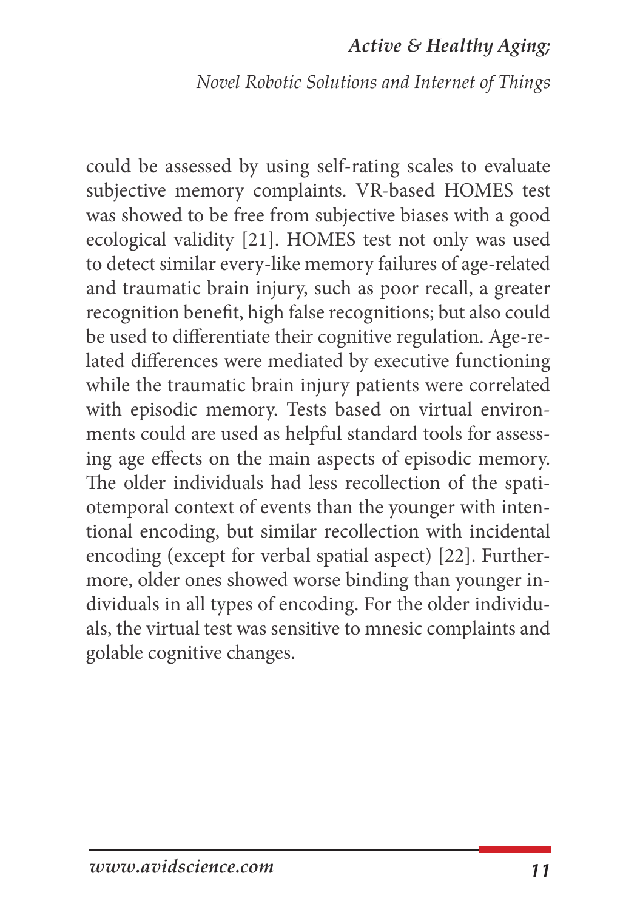could be assessed by using self-rating scales to evaluate subjective memory complaints. VR-based HOMES test was showed to be free from subjective biases with a good ecological validity [21]. HOMES test not only was used to detect similar every-like memory failures of age-related and traumatic brain injury, such as poor recall, a greater recognition benefit, high false recognitions; but also could be used to differentiate their cognitive regulation. Age-related differences were mediated by executive functioning while the traumatic brain injury patients were correlated with episodic memory. Tests based on virtual environments could are used as helpful standard tools for assessing age effects on the main aspects of episodic memory. The older individuals had less recollection of the spatiotemporal context of events than the younger with intentional encoding, but similar recollection with incidental encoding (except for verbal spatial aspect) [22]. Furthermore, older ones showed worse binding than younger individuals in all types of encoding. For the older individuals, the virtual test was sensitive to mnesic complaints and golable cognitive changes.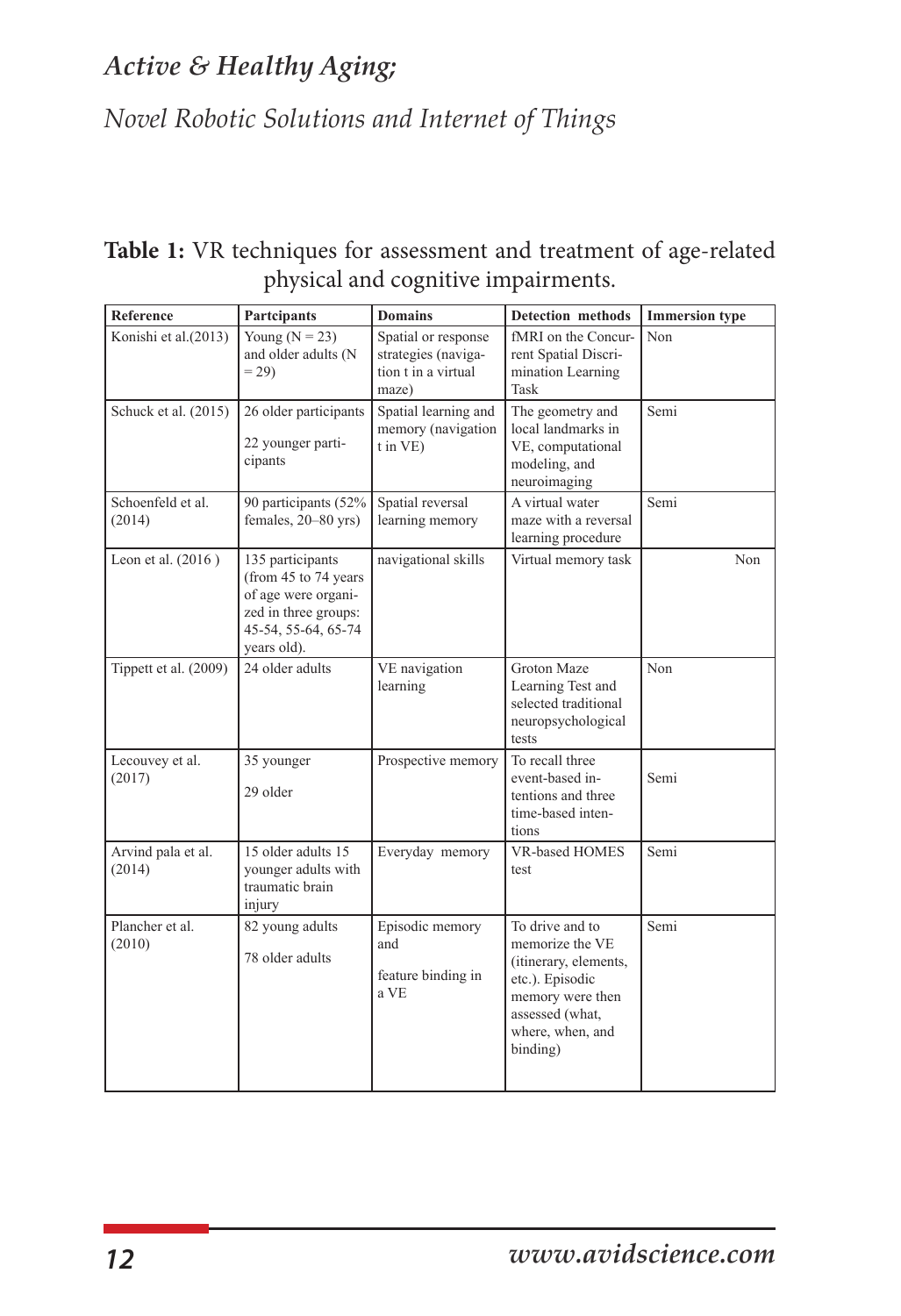**Table 1:** VR techniques for assessment and treatment of age-related physical and cognitive impairments.

| Reference | Partcipants | Domains | Detection methods | Immersion type |
|---|---|---|---|---|
| Konishi et al.(2013) | Young (N = 23) and older adults (N = 29) | Spatial or response strategies (naviga-tion t in a virtual maze) | fMRI on the Concur-rent Spatial Discri-mination Learning Task | Non |
| Schuck et al. (2015) | 26 older participants 22 younger parti-cipants | Spatial learning and memory (navigation t in VE) | The geometry and local landmarks in VE, computational modeling, and neuroimaging | Semi |
| Schoenfeld et al. (2014) | 90 participants (52% females, 20–80 yrs) | Spatial reversal learning memory | A virtual water maze with a reversal learning procedure | Semi |
| Leon et al. (2016 ) | 135 participants (from 45 to 74 years of age were organi-zed in three groups: 45-54, 55-64, 65-74 years old). | navigational skills | Virtual memory task | Non |
| Tippett et al. (2009) | 24 older adults | VE navigation learning | Groton Maze Learning Test and selected traditional neuropsychological tests | Non |
| Lecouvey et al. (2017) | 35 younger 29 older | Prospective memory | To recall three event-based in-tentions and three time-based inten-tions | Semi |
| Arvind pala et al. (2014) | 15 older adults 15 younger adults with traumatic brain injury | Everyday memory | VR-based HOMES test | Semi |
| Plancher et al. (2010) | 82 young adults 78 older adults | Episodic memory and feature binding in a VE | To drive and to memorize the VE (itinerary, elements, etc.). Episodic memory were then assessed (what, where, when, and binding) | Semi |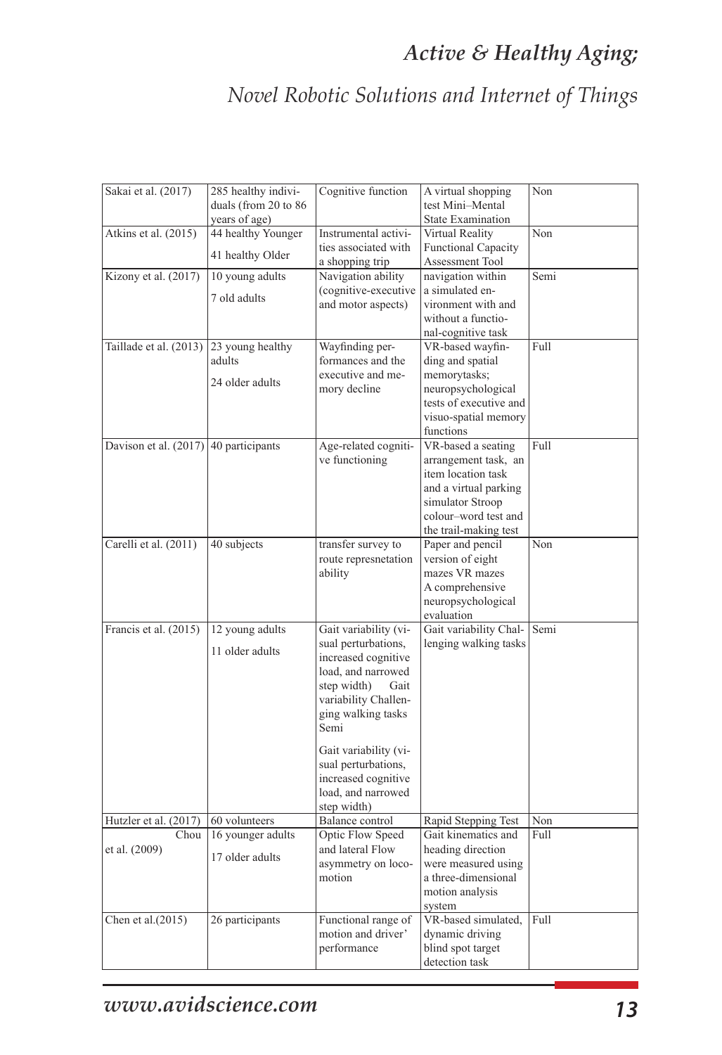| | | | | |
|---|---|---|---|---|
| Sakai et al. (2017) | 285 healthy individuals (from 20 to 86 years of age) | Cognitive function | A virtual shopping test Mini–Mental State Examination | Non |
| Atkins et al. (2015) | 44 healthy Younger<br>41 healthy Older | Instrumental activities associated with a shopping trip | Virtual Reality Functional Capacity Assessment Tool | Non |
| Kizony et al. (2017) | 10 young adults<br>7 old adults | Navigation ability (cognitive-executive and motor aspects) | navigation within a simulated environment with and without a functional-cognitive task | Semi |
| Taillade et al. (2013) | 23 young healthy adults<br>24 older adults | Wayfinding performances and the executive and memory decline | VR-based wayfinding and spatial memorytasks; neuropsychological tests of executive and visuo-spatial memory functions | Full |
| Davison et al. (2017) | 40 participants | Age-related cognitive functioning | VR-based a seating arrangement task, an item location task and a virtual parking simulator Stroop colour–word test and the trail-making test | Full |
| Carelli et al. (2011) | 40 subjects | transfer survey to route represnetation ability | Paper and pencil version of eight mazes VR mazes A comprehensive neuropsychological evaluation | Non |
| Francis et al. (2015) | 12 young adults<br>11 older adults | Gait variability (visual perturbations, increased cognitive load, and narrowed step width) Gait variability Challenging walking tasks Semi<br>Gait variability (visual perturbations, increased cognitive load, and narrowed step width) | Gait variability Challenging walking tasks | Semi |
| Hutzler et al. (2017) | 60 volunteers | Balance control | Rapid Stepping Test | Non |
| Chou et al. (2009) | 16 younger adults<br>17 older adults | Optic Flow Speed and lateral Flow asymmetry on locomotion | Gait kinematics and heading direction were measured using a three-dimensional motion analysis system | Full |
| Chen et al.(2015) | 26 participants | Functional range of motion and driver' performance | VR-based simulated, dynamic driving blind spot target detection task | Full |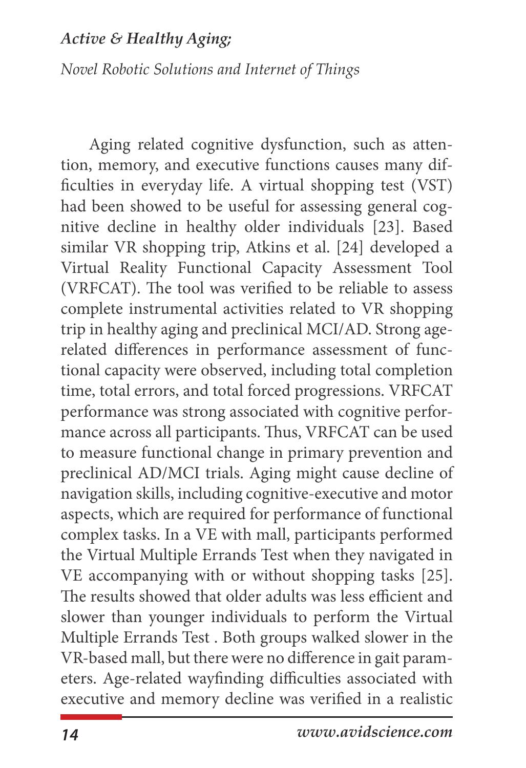Aging related cognitive dysfunction, such as attention, memory, and executive functions causes many difficulties in everyday life. A virtual shopping test (VST) had been showed to be useful for assessing general cognitive decline in healthy older individuals [23]. Based similar VR shopping trip, Atkins et al. [24] developed a Virtual Reality Functional Capacity Assessment Tool (VRFCAT). The tool was verified to be reliable to assess complete instrumental activities related to VR shopping trip in healthy aging and preclinical MCI/AD. Strong age-related differences in performance assessment of functional capacity were observed, including total completion time, total errors, and total forced progressions. VRFCAT performance was strong associated with cognitive performance across all participants. Thus, VRFCAT can be used to measure functional change in primary prevention and preclinical AD/MCI trials. Aging might cause decline of navigation skills, including cognitive-executive and motor aspects, which are required for performance of functional complex tasks. In a VE with mall, participants performed the Virtual Multiple Errands Test when they navigated in VE accompanying with or without shopping tasks [25]. The results showed that older adults was less efficient and slower than younger individuals to perform the Virtual Multiple Errands Test . Both groups walked slower in the VR-based mall, but there were no difference in gait parameters. Age-related wayfinding difficulties associated with executive and memory decline was verified in a realistic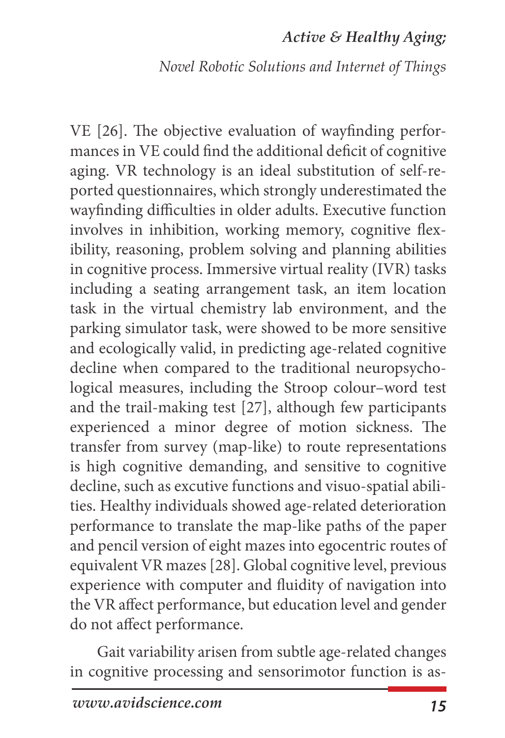VE [26]. The objective evaluation of wayfinding performances in VE could find the additional deficit of cognitive aging. VR technology is an ideal substitution of self-reported questionnaires, which strongly underestimated the wayfinding difficulties in older adults. Executive function involves in inhibition, working memory, cognitive flexibility, reasoning, problem solving and planning abilities in cognitive process. Immersive virtual reality (IVR) tasks including a seating arrangement task, an item location task in the virtual chemistry lab environment, and the parking simulator task, were showed to be more sensitive and ecologically valid, in predicting age-related cognitive decline when compared to the traditional neuropsychological measures, including the Stroop colour–word test and the trail-making test [27], although few participants experienced a minor degree of motion sickness. The transfer from survey (map-like) to route representations is high cognitive demanding, and sensitive to cognitive decline, such as excutive functions and visuo-spatial abilities. Healthy individuals showed age-related deterioration performance to translate the map-like paths of the paper and pencil version of eight mazes into egocentric routes of equivalent VR mazes [28]. Global cognitive level, previous experience with computer and fluidity of navigation into the VR affect performance, but education level and gender do not affect performance.

Gait variability arisen from subtle age-related changes in cognitive processing and sensorimotor function is as-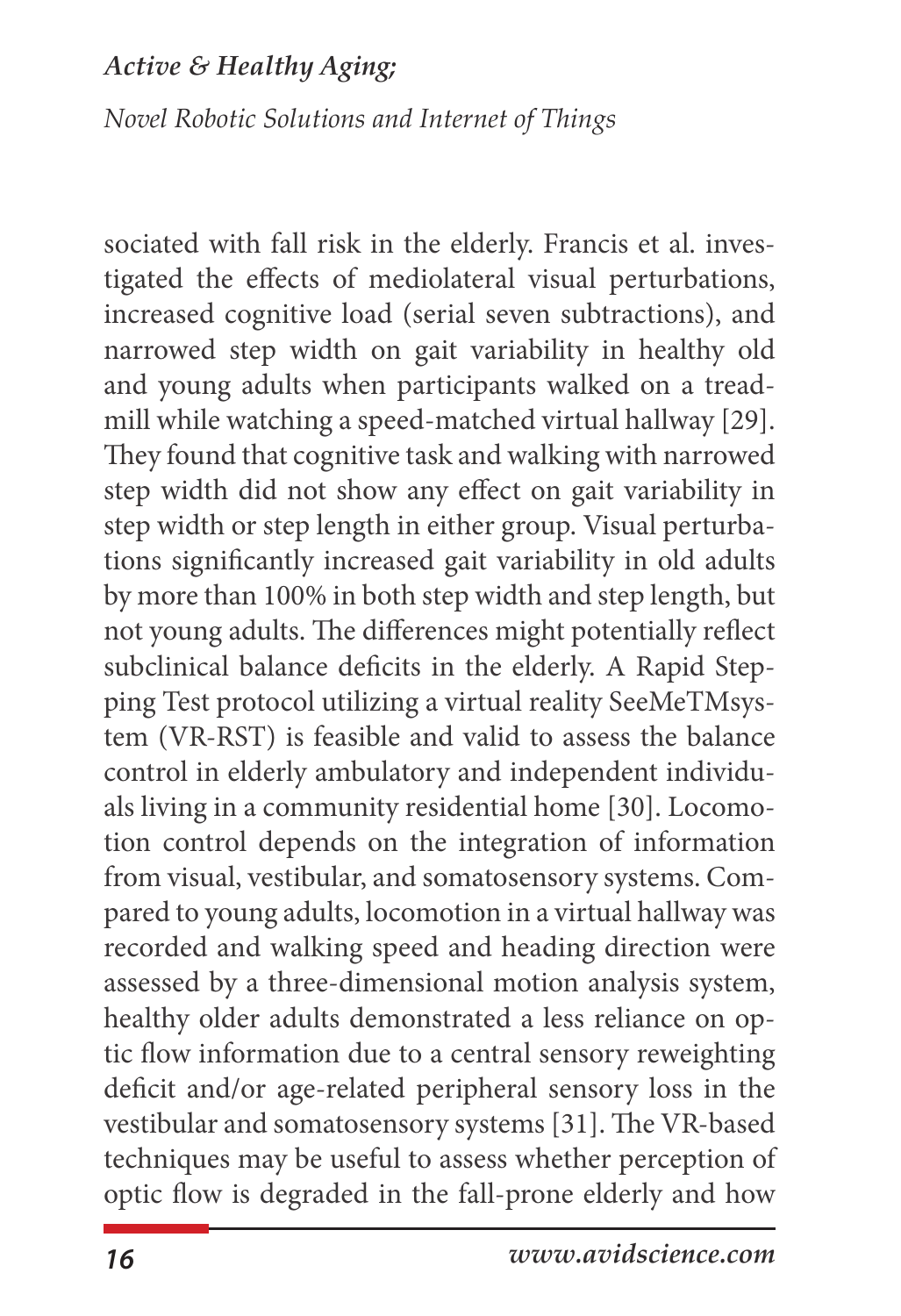sociated with fall risk in the elderly. Francis et al. investigated the effects of mediolateral visual perturbations, increased cognitive load (serial seven subtractions), and narrowed step width on gait variability in healthy old and young adults when participants walked on a treadmill while watching a speed-matched virtual hallway [29]. They found that cognitive task and walking with narrowed step width did not show any effect on gait variability in step width or step length in either group. Visual perturbations significantly increased gait variability in old adults by more than 100% in both step width and step length, but not young adults. The differences might potentially reflect subclinical balance deficits in the elderly. A Rapid Stepping Test protocol utilizing a virtual reality SeeMeTMsystem (VR-RST) is feasible and valid to assess the balance control in elderly ambulatory and independent individuals living in a community residential home [30]. Locomotion control depends on the integration of information from visual, vestibular, and somatosensory systems. Compared to young adults, locomotion in a virtual hallway was recorded and walking speed and heading direction were assessed by a three-dimensional motion analysis system, healthy older adults demonstrated a less reliance on optic flow information due to a central sensory reweighting deficit and/or age-related peripheral sensory loss in the vestibular and somatosensory systems [31]. The VR-based techniques may be useful to assess whether perception of optic flow is degraded in the fall-prone elderly and how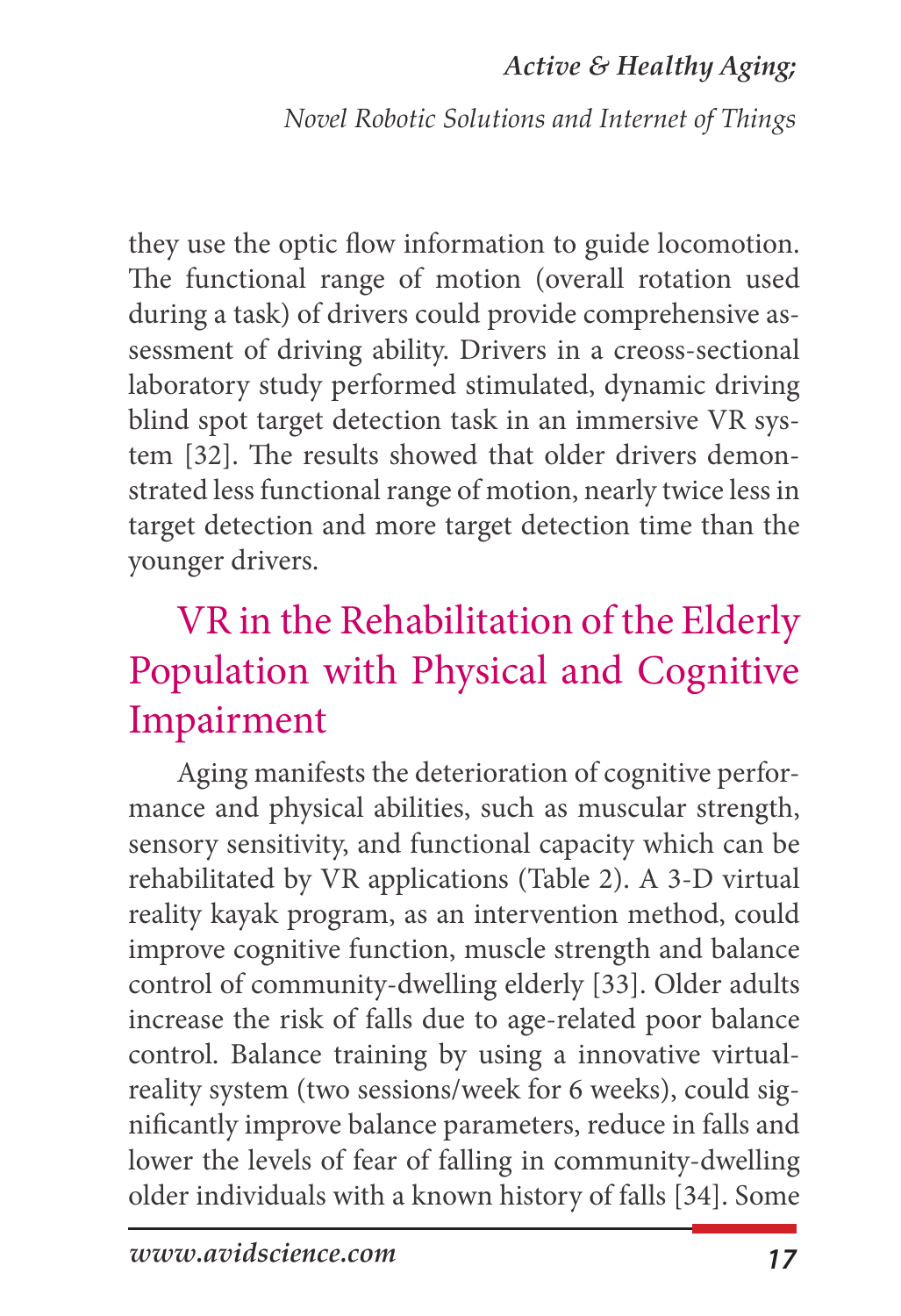they use the optic flow information to guide locomotion. The functional range of motion (overall rotation used during a task) of drivers could provide comprehensive assessment of driving ability. Drivers in a creoss-sectional laboratory study performed stimulated, dynamic driving blind spot target detection task in an immersive VR system [32]. The results showed that older drivers demonstrated less functional range of motion, nearly twice less in target detection and more target detection time than the younger drivers.

## VR in the Rehabilitation of the Elderly Population with Physical and Cognitive Impairment

Aging manifests the deterioration of cognitive performance and physical abilities, such as muscular strength, sensory sensitivity, and functional capacity which can be rehabilitated by VR applications (Table 2). A 3-D virtual reality kayak program, as an intervention method, could improve cognitive function, muscle strength and balance control of community-dwelling elderly [33]. Older adults increase the risk of falls due to age-related poor balance control. Balance training by using a innovative virtual-reality system (two sessions/week for 6 weeks), could significantly improve balance parameters, reduce in falls and lower the levels of fear of falling in community-dwelling older individuals with a known history of falls [34]. Some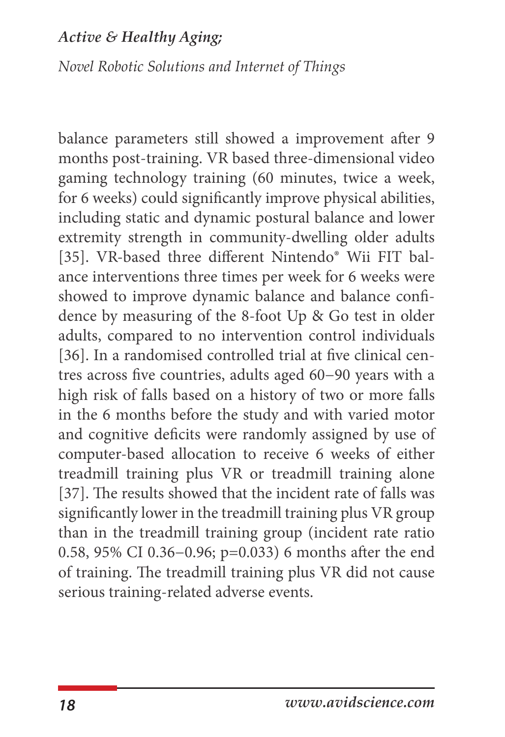balance parameters still showed a improvement after 9 months post-training. VR based three-dimensional video gaming technology training (60 minutes, twice a week, for 6 weeks) could significantly improve physical abilities, including static and dynamic postural balance and lower extremity strength in community-dwelling older adults [35]. VR-based three different Nintendo® Wii FIT balance interventions three times per week for 6 weeks were showed to improve dynamic balance and balance confidence by measuring of the 8-foot Up & Go test in older adults, compared to no intervention control individuals [36]. In a randomised controlled trial at five clinical centres across five countries, adults aged 60−90 years with a high risk of falls based on a history of two or more falls in the 6 months before the study and with varied motor and cognitive deficits were randomly assigned by use of computer-based allocation to receive 6 weeks of either treadmill training plus VR or treadmill training alone [37]. The results showed that the incident rate of falls was significantly lower in the treadmill training plus VR group than in the treadmill training group (incident rate ratio 0.58, 95% CI 0.36−0.96; p=0.033) 6 months after the end of training. The treadmill training plus VR did not cause serious training-related adverse events.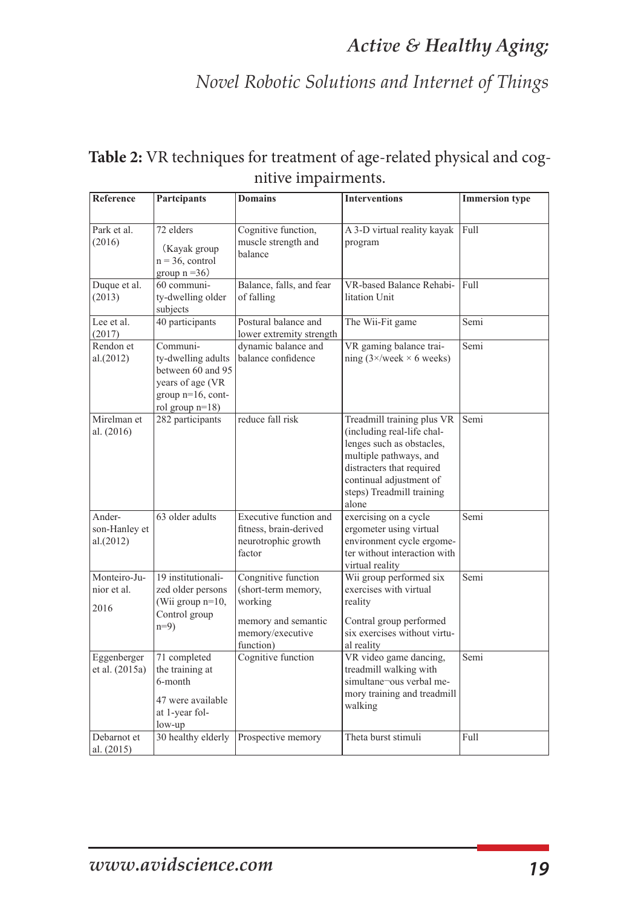**Table 2:** VR techniques for treatment of age-related physical and cognitive impairments.

| Reference | Partcipants | Domains | Interventions | Immersion type |
|---|---|---|---|---|
| Park et al. (2016) | 72 elders (Kayak group n = 36, control group n =36) | Cognitive function, muscle strength and balance | A 3-D virtual reality kayak program | Full |
| Duque et al. (2013) | 60 community-dwelling older subjects | Balance, falls, and fear of falling | VR-based Balance Rehabilitation Unit | Full |
| Lee et al. (2017) | 40 participants | Postural balance and lower extremity strength | The Wii-Fit game | Semi |
| Rendon et al.(2012) | Community-dwelling adults between 60 and 95 years of age (VR group n=16, control group n=18) | dynamic balance and balance confidence | VR gaming balance training (3×/week × 6 weeks) | Semi |
| Mirelman et al. (2016) | 282 participants | reduce fall risk | Treadmill training plus VR (including real-life challenges such as obstacles, multiple pathways, and distracters that required continual adjustment of steps) Treadmill training alone | Semi |
| Anderson-Hanley et al.(2012) | 63 older adults | Executive function and fitness, brain-derived neurotrophic growth factor | exercising on a cycle ergometer using virtual environment cycle ergometer without interaction with virtual reality | Semi |
| Monteiro-Junior et al. 2016 | 19 institutionalized older persons (Wii group n=10, Control group n=9) | Congnitive function (short-term memory, working memory and semantic memory/executive function) | Wii group performed six exercises with virtual reality Contral group performed six exercises without virtual reality | Semi |
| Eggenberger et al. (2015a) | 71 completed the training at 6-month 47 were available at 1-year follow-up | Cognitive function | VR video game dancing, treadmill walking with simultane¬ous verbal memory training and treadmill walking | Semi |
| Debarnot et al. (2015) | 30 healthy elderly | Prospective memory | Theta burst stimuli | Full |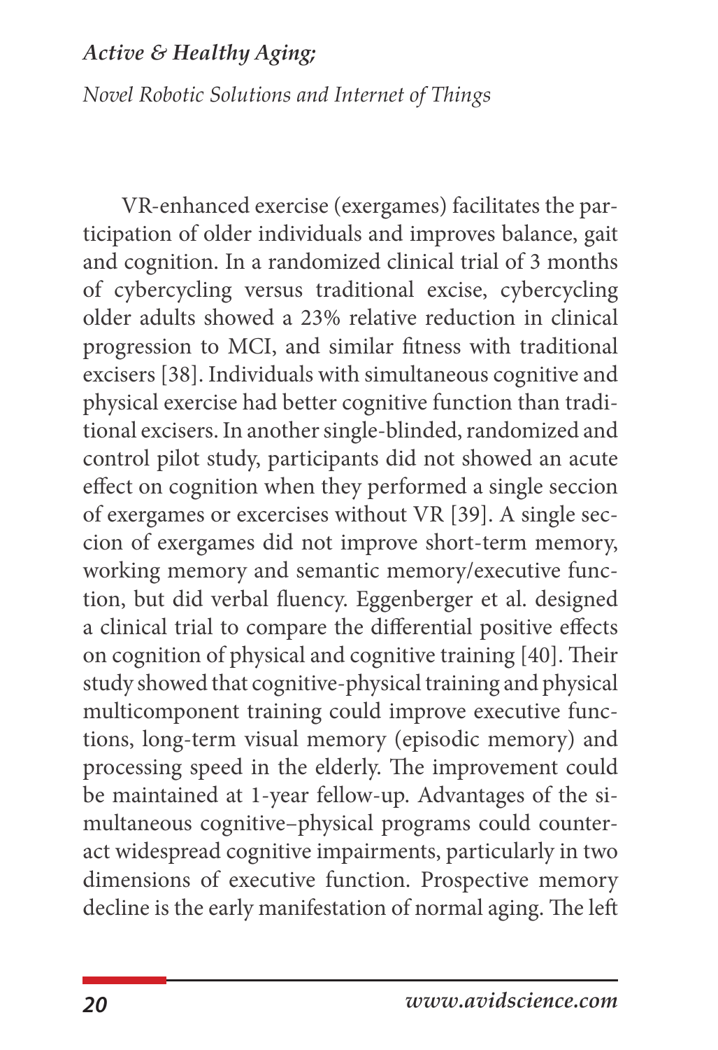VR-enhanced exercise (exergames) facilitates the participation of older individuals and improves balance, gait and cognition. In a randomized clinical trial of 3 months of cybercycling versus traditional excise, cybercycling older adults showed a 23% relative reduction in clinical progression to MCI, and similar fitness with traditional excisers [38]. Individuals with simultaneous cognitive and physical exercise had better cognitive function than traditional excisers. In another single-blinded, randomized and control pilot study, participants did not showed an acute effect on cognition when they performed a single seccion of exergames or excercises without VR [39]. A single seccion of exergames did not improve short-term memory, working memory and semantic memory/executive function, but did verbal fluency. Eggenberger et al. designed a clinical trial to compare the differential positive effects on cognition of physical and cognitive training [40]. Their study showed that cognitive-physical training and physical multicomponent training could improve executive functions, long-term visual memory (episodic memory) and processing speed in the elderly. The improvement could be maintained at 1-year fellow-up. Advantages of the simultaneous cognitive–physical programs could counteract widespread cognitive impairments, particularly in two dimensions of executive function. Prospective memory decline is the early manifestation of normal aging. The left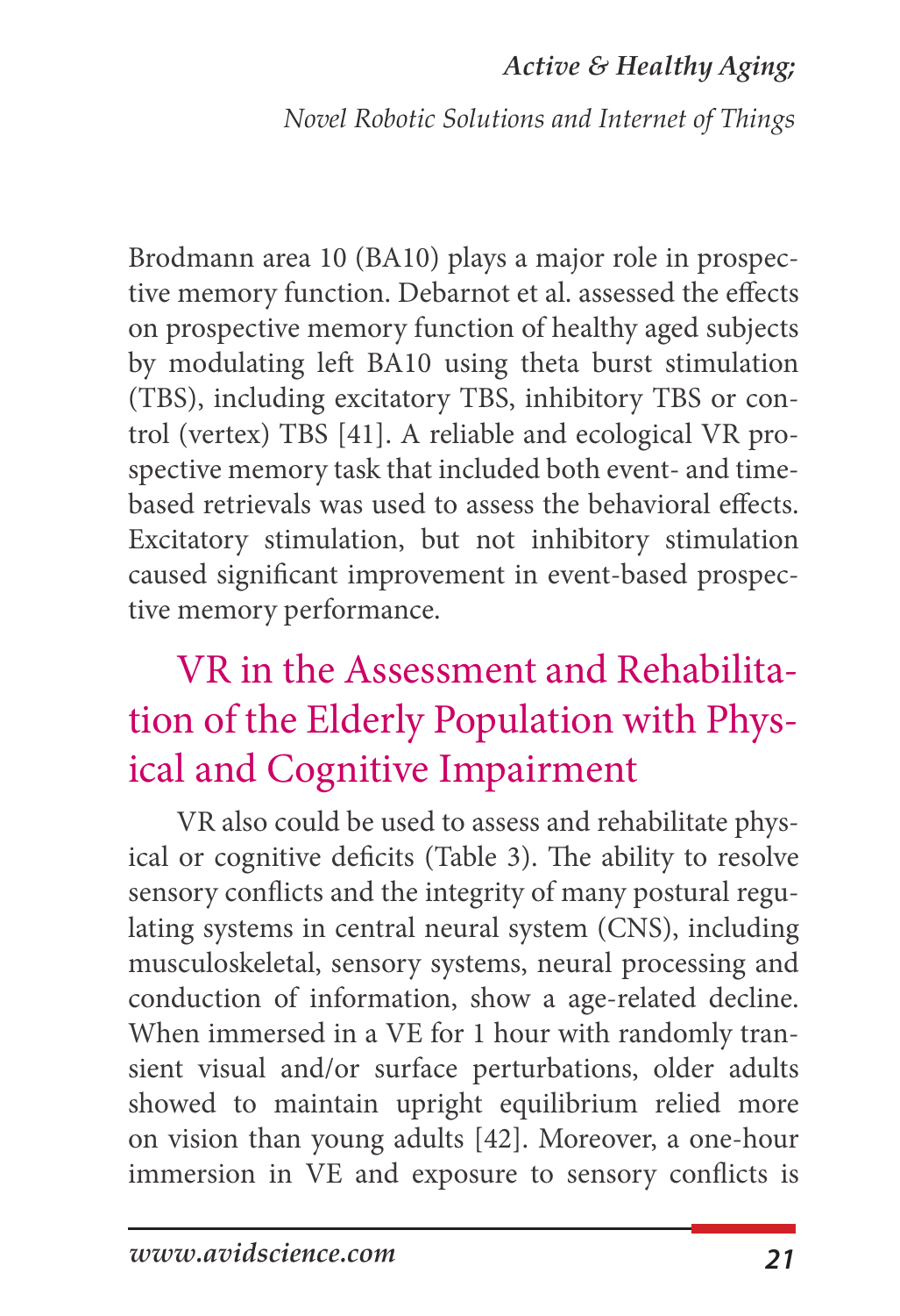Brodmann area 10 (BA10) plays a major role in prospective memory function. Debarnot et al. assessed the effects on prospective memory function of healthy aged subjects by modulating left BA10 using theta burst stimulation (TBS), including excitatory TBS, inhibitory TBS or control (vertex) TBS [41]. A reliable and ecological VR prospective memory task that included both event- and time-based retrievals was used to assess the behavioral effects. Excitatory stimulation, but not inhibitory stimulation caused significant improvement in event-based prospective memory performance.

## VR in the Assessment and Rehabilitation of the Elderly Population with Physical and Cognitive Impairment

VR also could be used to assess and rehabilitate physical or cognitive deficits (Table 3). The ability to resolve sensory conflicts and the integrity of many postural regulating systems in central neural system (CNS), including musculoskeletal, sensory systems, neural processing and conduction of information, show a age-related decline. When immersed in a VE for 1 hour with randomly transient visual and/or surface perturbations, older adults showed to maintain upright equilibrium relied more on vision than young adults [42]. Moreover, a one-hour immersion in VE and exposure to sensory conflicts is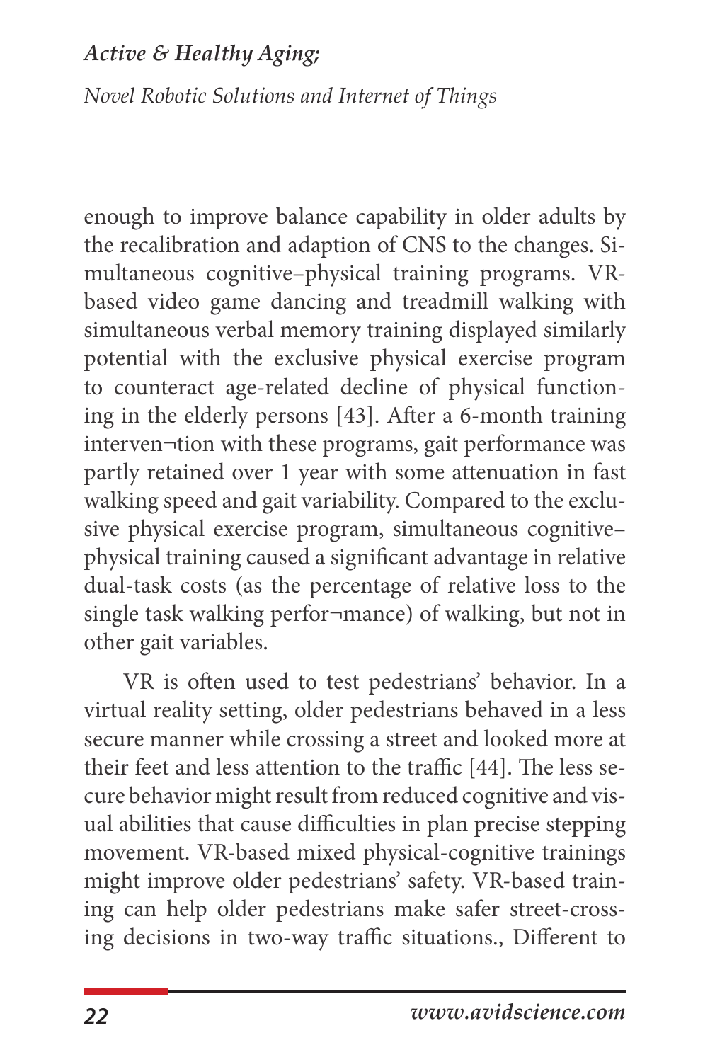enough to improve balance capability in older adults by the recalibration and adaption of CNS to the changes. Simultaneous cognitive–physical training programs. VR-based video game dancing and treadmill walking with simultaneous verbal memory training displayed similarly potential with the exclusive physical exercise program to counteract age-related decline of physical functioning in the elderly persons [43]. After a 6-month training interven¬tion with these programs, gait performance was partly retained over 1 year with some attenuation in fast walking speed and gait variability. Compared to the exclusive physical exercise program, simultaneous cognitive–physical training caused a significant advantage in relative dual-task costs (as the percentage of relative loss to the single task walking perfor¬mance) of walking, but not in other gait variables.

VR is often used to test pedestrians' behavior. In a virtual reality setting, older pedestrians behaved in a less secure manner while crossing a street and looked more at their feet and less attention to the traffic [44]. The less secure behavior might result from reduced cognitive and visual abilities that cause difficulties in plan precise stepping movement. VR-based mixed physical-cognitive trainings might improve older pedestrians' safety. VR-based training can help older pedestrians make safer street-crossing decisions in two-way traffic situations., Different to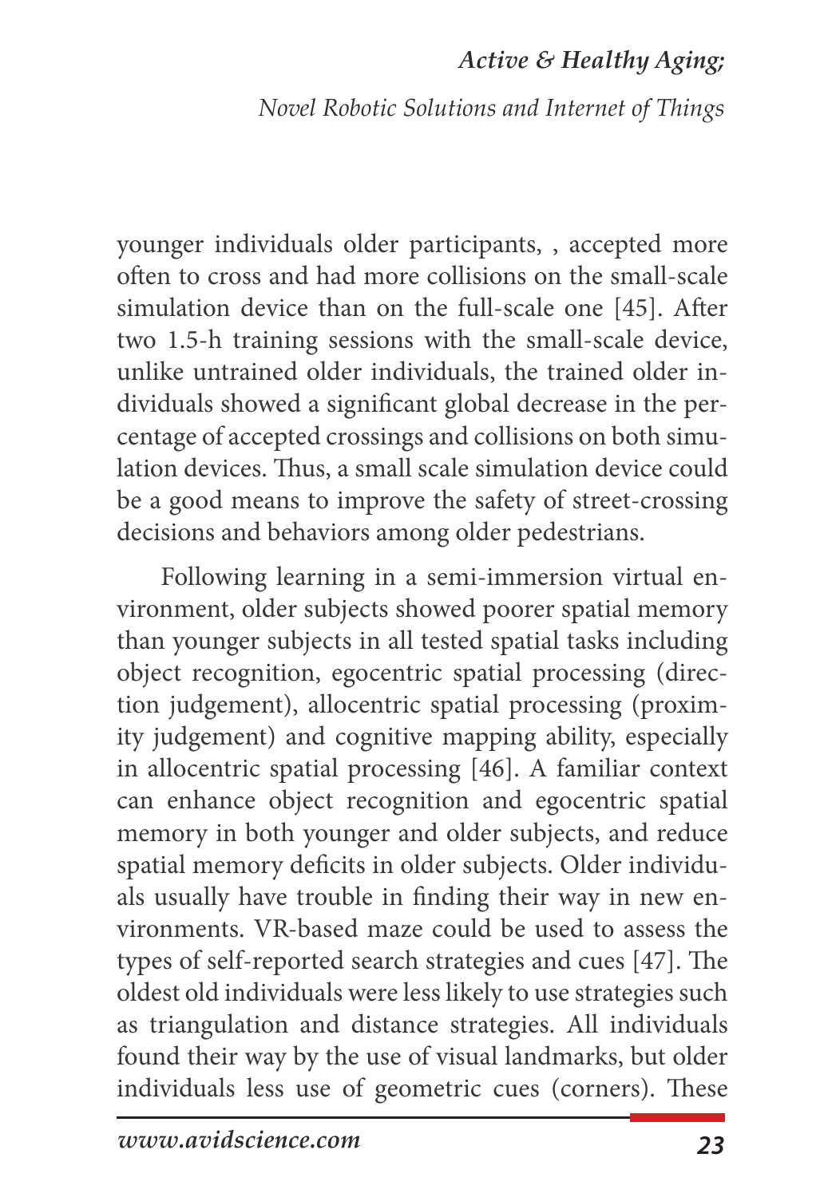younger individuals older participants, , accepted more often to cross and had more collisions on the small-scale simulation device than on the full-scale one [45]. After two 1.5-h training sessions with the small-scale device, unlike untrained older individuals, the trained older individuals showed a significant global decrease in the percentage of accepted crossings and collisions on both simulation devices. Thus, a small scale simulation device could be a good means to improve the safety of street-crossing decisions and behaviors among older pedestrians.

Following learning in a semi-immersion virtual environment, older subjects showed poorer spatial memory than younger subjects in all tested spatial tasks including object recognition, egocentric spatial processing (direction judgement), allocentric spatial processing (proximity judgement) and cognitive mapping ability, especially in allocentric spatial processing [46]. A familiar context can enhance object recognition and egocentric spatial memory in both younger and older subjects, and reduce spatial memory deficits in older subjects. Older individuals usually have trouble in finding their way in new environments. VR-based maze could be used to assess the types of self-reported search strategies and cues [47]. The oldest old individuals were less likely to use strategies such as triangulation and distance strategies. All individuals found their way by the use of visual landmarks, but older individuals less use of geometric cues (corners). These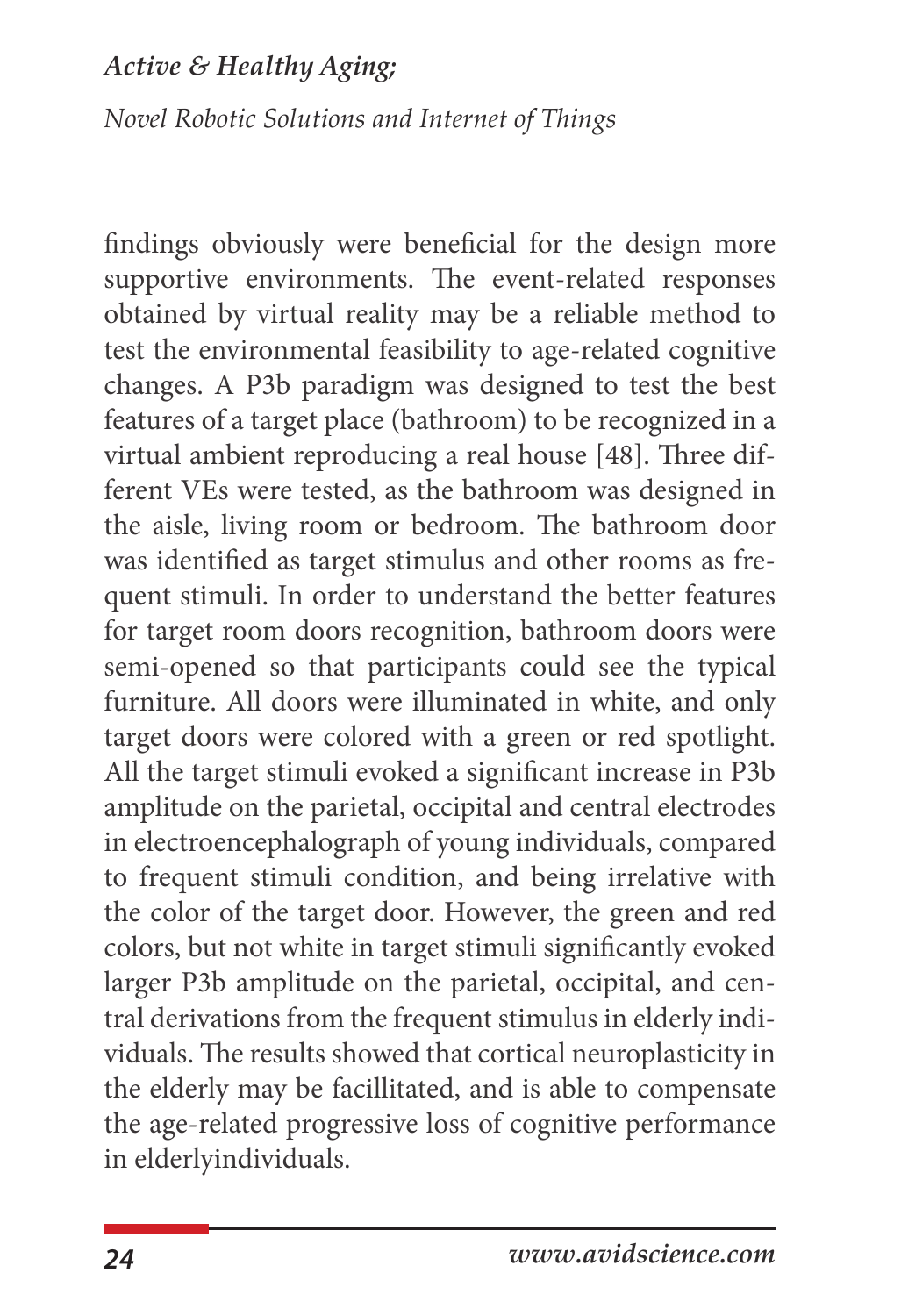findings obviously were beneficial for the design more supportive environments. The event-related responses obtained by virtual reality may be a reliable method to test the environmental feasibility to age-related cognitive changes. A P3b paradigm was designed to test the best features of a target place (bathroom) to be recognized in a virtual ambient reproducing a real house [48]. Three different VEs were tested, as the bathroom was designed in the aisle, living room or bedroom. The bathroom door was identified as target stimulus and other rooms as frequent stimuli. In order to understand the better features for target room doors recognition, bathroom doors were semi-opened so that participants could see the typical furniture. All doors were illuminated in white, and only target doors were colored with a green or red spotlight. All the target stimuli evoked a significant increase in P3b amplitude on the parietal, occipital and central electrodes in electroencephalograph of young individuals, compared to frequent stimuli condition, and being irrelative with the color of the target door. However, the green and red colors, but not white in target stimuli significantly evoked larger P3b amplitude on the parietal, occipital, and central derivations from the frequent stimulus in elderly individuals. The results showed that cortical neuroplasticity in the elderly may be facillitated, and is able to compensate the age-related progressive loss of cognitive performance in elderlyindividuals.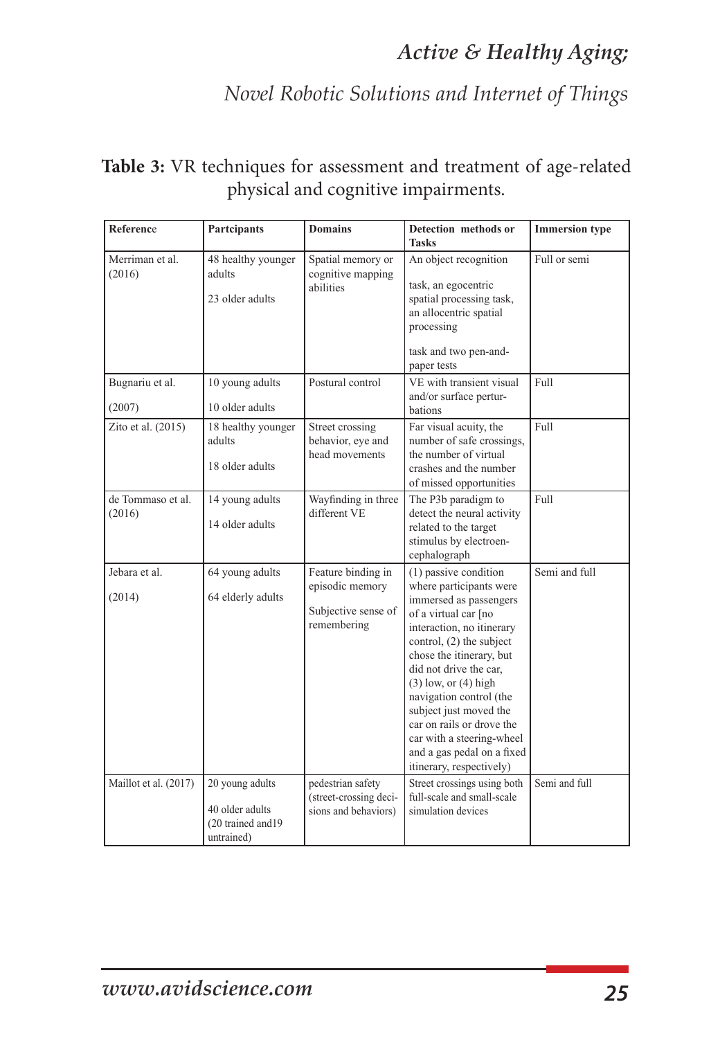**Table 3:** VR techniques for assessment and treatment of age-related physical and cognitive impairments.

| Reference | Partcipants | Domains | Detection methods or Tasks | Immersion type |
|---|---|---|---|---|
| Merriman et al. (2016) | 48 healthy younger adults 23 older adults | Spatial memory or cognitive mapping abilities | An object recognition task, an egocentric spatial processing task, an allocentric spatial processing task and two pen-and-paper tests | Full or semi |
| Bugnariu et al. (2007) | 10 young adults 10 older adults | Postural control | VE with transient visual and/or surface perturbations | Full |
| Zito et al. (2015) | 18 healthy younger adults 18 older adults | Street crossing behavior, eye and head movements | Far visual acuity, the number of safe crossings, the number of virtual crashes and the number of missed opportunities | Full |
| de Tommaso et al. (2016) | 14 young adults 14 older adults | Wayfinding in three different VE | The P3b paradigm to detect the neural activity related to the target stimulus by electroencephalograph | Full |
| Jebara et al. (2014) | 64 young adults 64 elderly adults | Feature binding in episodic memory Subjective sense of remembering | (1) passive condition where participants were immersed as passengers of a virtual car [no interaction, no itinerary control, (2) the subject chose the itinerary, but did not drive the car, (3) low, or (4) high navigation control (the subject just moved the car on rails or drove the car with a steering-wheel and a gas pedal on a fixed itinerary, respectively) | Semi and full |
| Maillot et al. (2017) | 20 young adults 40 older adults (20 trained and19 untrained) | pedestrian safety (street-crossing decisions and behaviors) | Street crossings using both full-scale and small-scale simulation devices | Semi and full |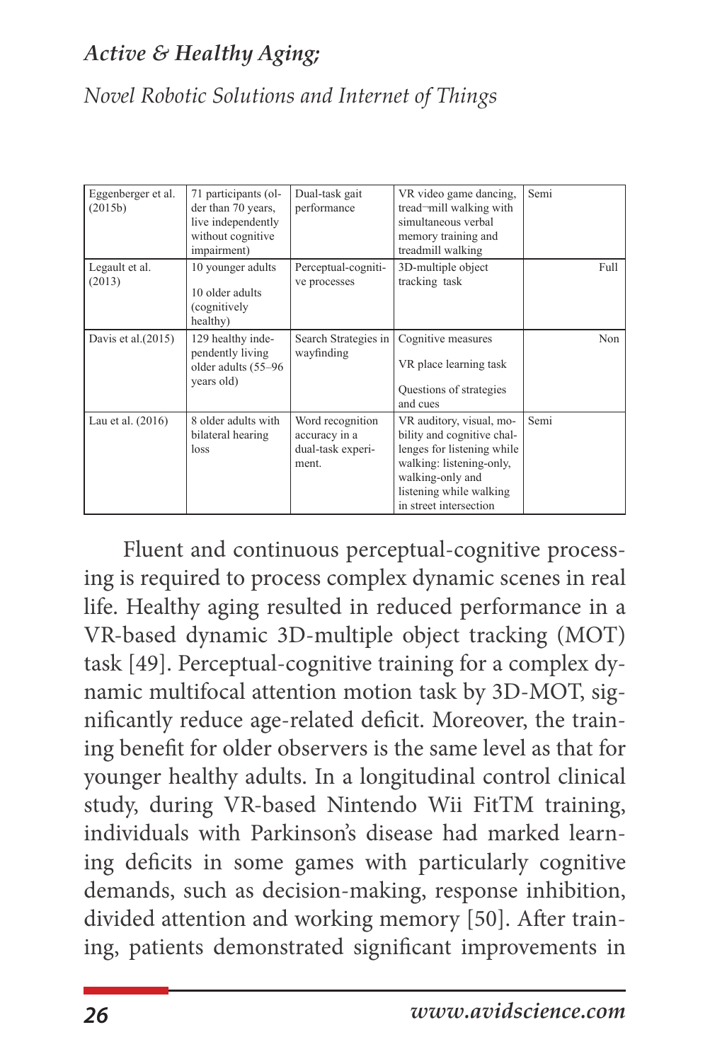| Eggenberger et al. (2015b) | 71 participants (older than 70 years, live independently without cognitive impairment) | Dual-task gait performance | VR video game dancing, tread-mill walking with simultaneous verbal memory training and treadmill walking | Semi |
|---|---|---|---|---|
| Legault et al. (2013) | 10 younger adults<br>10 older adults (cognitively healthy) | Perceptual-cognitive processes | 3D-multiple object tracking task | Full |
| Davis et al.(2015) | 129 healthy independently living older adults (55–96 years old) | Search Strategies in wayfinding | Cognitive measures<br>VR place learning task<br>Questions of strategies and cues | Non |
| Lau et al. (2016) | 8 older adults with bilateral hearing loss | Word recognition accuracy in a dual-task experiment. | VR auditory, visual, mobility and cognitive challenges for listening while walking: listening-only, walking-only and listening while walking in street intersection | Semi |

Fluent and continuous perceptual-cognitive processing is required to process complex dynamic scenes in real life. Healthy aging resulted in reduced performance in a VR-based dynamic 3D-multiple object tracking (MOT) task [49]. Perceptual-cognitive training for a complex dynamic multifocal attention motion task by 3D-MOT, significantly reduce age-related deficit. Moreover, the training benefit for older observers is the same level as that for younger healthy adults. In a longitudinal control clinical study, during VR-based Nintendo Wii FitTM training, individuals with Parkinson's disease had marked learning deficits in some games with particularly cognitive demands, such as decision-making, response inhibition, divided attention and working memory [50]. After training, patients demonstrated significant improvements in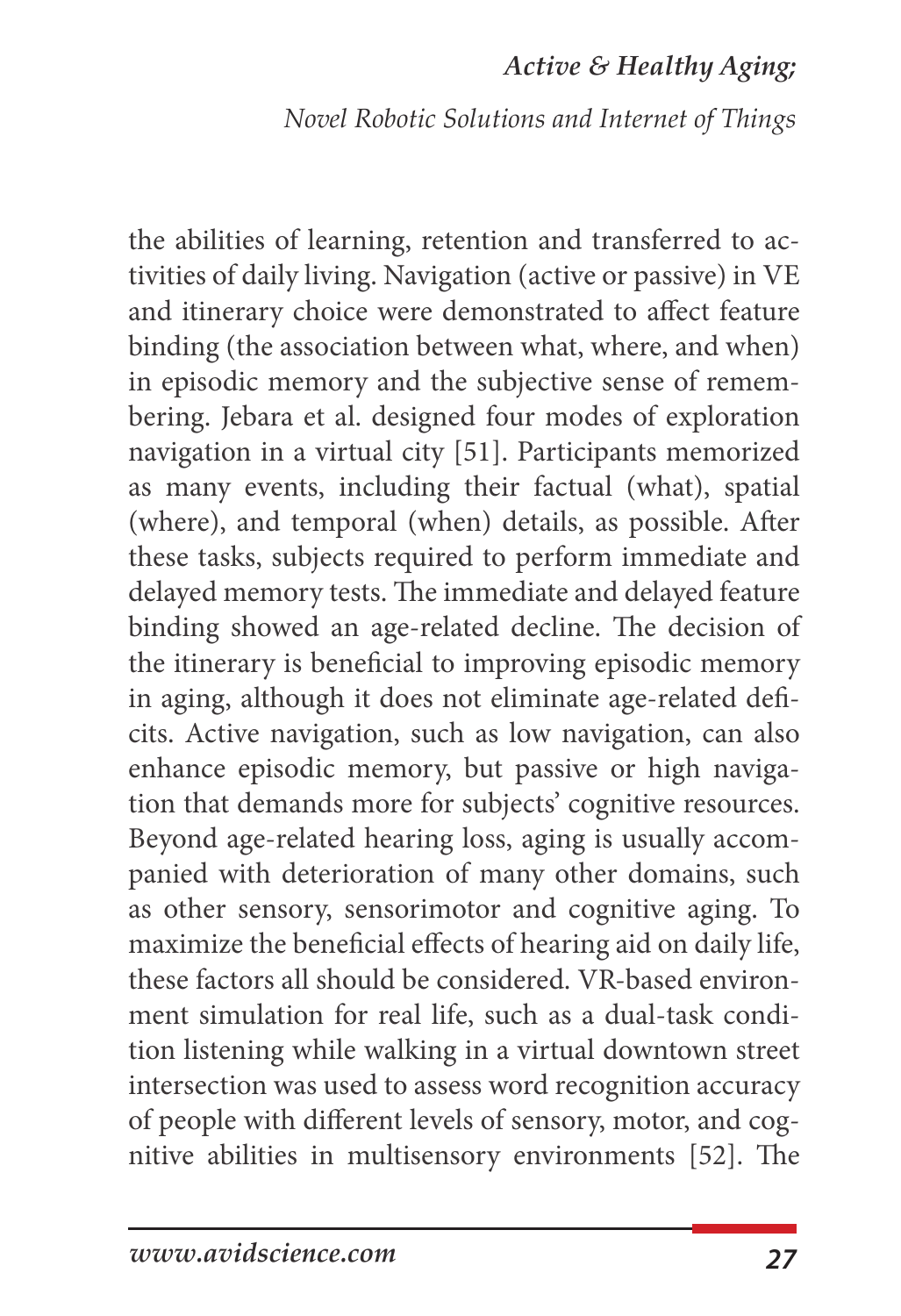the abilities of learning, retention and transferred to activities of daily living. Navigation (active or passive) in VE and itinerary choice were demonstrated to affect feature binding (the association between what, where, and when) in episodic memory and the subjective sense of remembering. Jebara et al. designed four modes of exploration navigation in a virtual city [51]. Participants memorized as many events, including their factual (what), spatial (where), and temporal (when) details, as possible. After these tasks, subjects required to perform immediate and delayed memory tests. The immediate and delayed feature binding showed an age-related decline. The decision of the itinerary is beneficial to improving episodic memory in aging, although it does not eliminate age-related deficits. Active navigation, such as low navigation, can also enhance episodic memory, but passive or high navigation that demands more for subjects' cognitive resources. Beyond age-related hearing loss, aging is usually accompanied with deterioration of many other domains, such as other sensory, sensorimotor and cognitive aging. To maximize the beneficial effects of hearing aid on daily life, these factors all should be considered. VR-based environment simulation for real life, such as a dual-task condition listening while walking in a virtual downtown street intersection was used to assess word recognition accuracy of people with different levels of sensory, motor, and cognitive abilities in multisensory environments [52]. The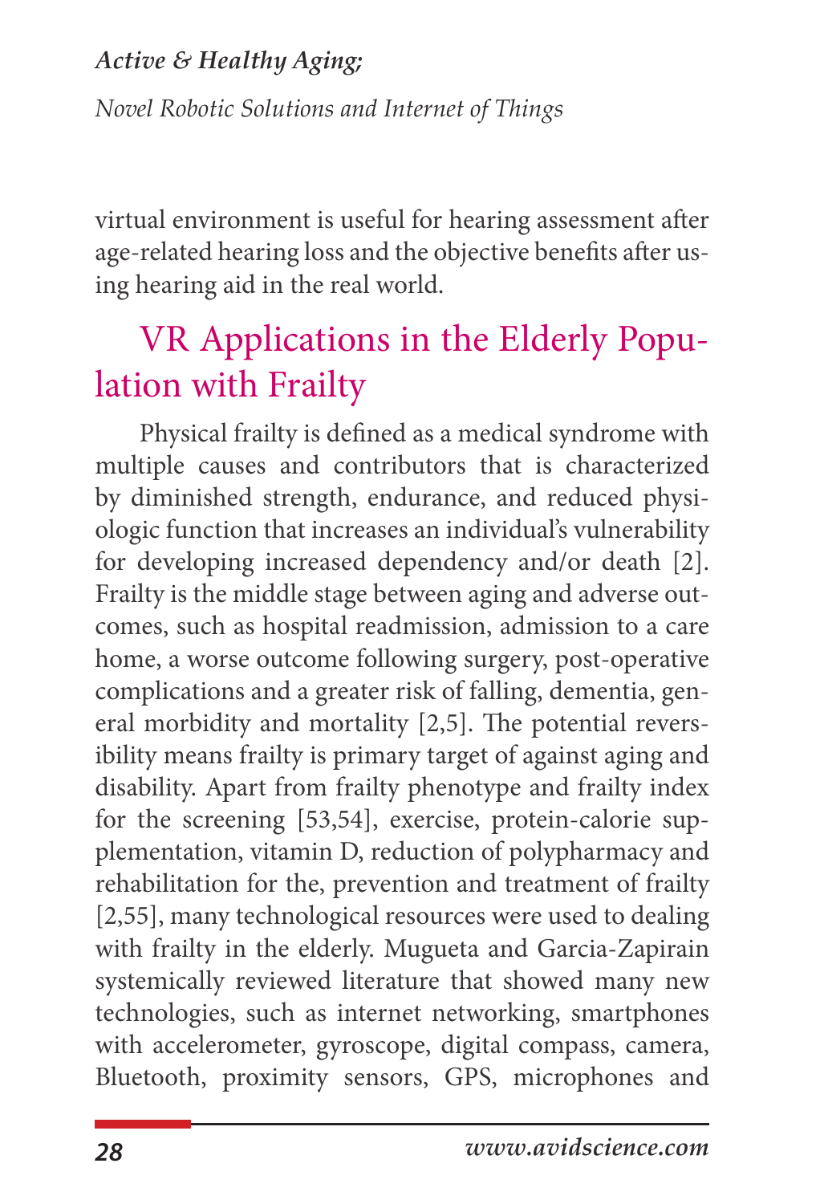virtual environment is useful for hearing assessment after age-related hearing loss and the objective benefits after using hearing aid in the real world.

## VR Applications in the Elderly Population with Frailty

Physical frailty is defined as a medical syndrome with multiple causes and contributors that is characterized by diminished strength, endurance, and reduced physiologic function that increases an individual's vulnerability for developing increased dependency and/or death [2]. Frailty is the middle stage between aging and adverse outcomes, such as hospital readmission, admission to a care home, a worse outcome following surgery, post-operative complications and a greater risk of falling, dementia, general morbidity and mortality [2,5]. The potential reversibility means frailty is primary target of against aging and disability. Apart from frailty phenotype and frailty index for the screening [53,54], exercise, protein-calorie supplementation, vitamin D, reduction of polypharmacy and rehabilitation for the, prevention and treatment of frailty [2,55], many technological resources were used to dealing with frailty in the elderly. Mugueta and Garcia-Zapirain systemically reviewed literature that showed many new technologies, such as internet networking, smartphones with accelerometer, gyroscope, digital compass, camera, Bluetooth, proximity sensors, GPS, microphones and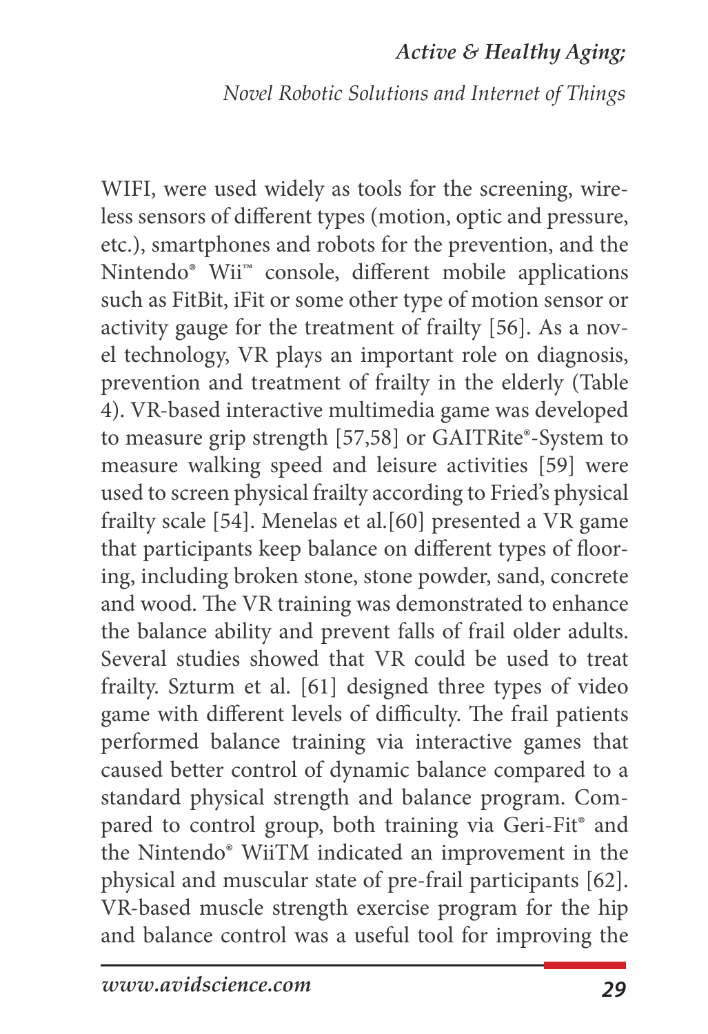WIFI, were used widely as tools for the screening, wireless sensors of different types (motion, optic and pressure, etc.), smartphones and robots for the prevention, and the Nintendo® Wii™ console, different mobile applications such as FitBit, iFit or some other type of motion sensor or activity gauge for the treatment of frailty [56]. As a novel technology, VR plays an important role on diagnosis, prevention and treatment of frailty in the elderly (Table 4). VR-based interactive multimedia game was developed to measure grip strength [57,58] or GAITRite®-System to measure walking speed and leisure activities [59] were used to screen physical frailty according to Fried's physical frailty scale [54]. Menelas et al.[60] presented a VR game that participants keep balance on different types of flooring, including broken stone, stone powder, sand, concrete and wood. The VR training was demonstrated to enhance the balance ability and prevent falls of frail older adults. Several studies showed that VR could be used to treat frailty. Szturm et al. [61] designed three types of video game with different levels of difficulty. The frail patients performed balance training via interactive games that caused better control of dynamic balance compared to a standard physical strength and balance program. Compared to control group, both training via Geri-Fit® and the Nintendo® WiiTM indicated an improvement in the physical and muscular state of pre-frail participants [62]. VR-based muscle strength exercise program for the hip and balance control was a useful tool for improving the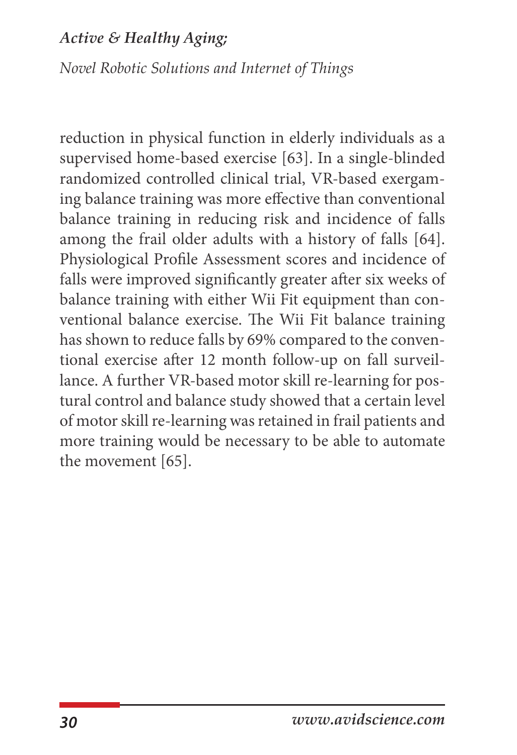reduction in physical function in elderly individuals as a supervised home-based exercise [63]. In a single-blinded randomized controlled clinical trial, VR-based exergaming balance training was more effective than conventional balance training in reducing risk and incidence of falls among the frail older adults with a history of falls [64]. Physiological Profile Assessment scores and incidence of falls were improved significantly greater after six weeks of balance training with either Wii Fit equipment than conventional balance exercise. The Wii Fit balance training has shown to reduce falls by 69% compared to the conventional exercise after 12 month follow-up on fall surveillance. A further VR-based motor skill re-learning for postural control and balance study showed that a certain level of motor skill re-learning was retained in frail patients and more training would be necessary to be able to automate the movement [65].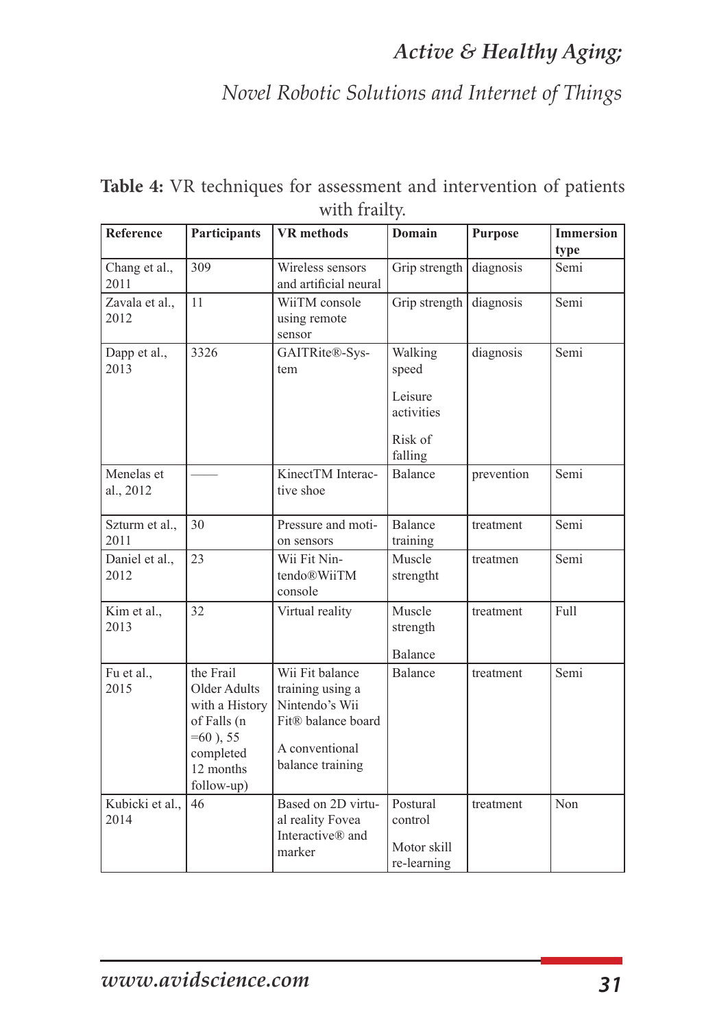**Table 4:** VR techniques for assessment and intervention of patients with frailty.

| Reference | Participants | VR methods | Domain | Purpose | Immersion type |
| --- | --- | --- | --- | --- | --- |
| Chang et al., 2011 | 309 | Wireless sensors and artificial neural | Grip strength | diagnosis | Semi |
| Zavala et al., 2012 | 11 | WiiTM console using remote sensor | Grip strength | diagnosis | Semi |
| Dapp et al., 2013 | 3326 | GAITRite®-System | Walking speed<br>Leisure activities<br>Risk of falling | diagnosis | Semi |
| Menelas et al., 2012 | —— | KinectTM Interactive shoe | Balance | prevention | Semi |
| Szturm et al., 2011 | 30 | Pressure and motion sensors | Balance training | treatment | Semi |
| Daniel et al., 2012 | 23 | Wii Fit Nintendo®WiiTM console | Muscle strengtht | treatmen | Semi |
| Kim et al., 2013 | 32 | Virtual reality | Muscle strength<br>Balance | treatment | Full |
| Fu et al., 2015 | the Frail Older Adults with a History of Falls (n =60 ), 55 completed 12 months follow-up) | Wii Fit balance training using a Nintendo's Wii Fit® balance board<br>A conventional balance training | Balance | treatment | Semi |
| Kubicki et al., 2014 | 46 | Based on 2D virtual reality Fovea Interactive® and marker | Postural control<br>Motor skill re-learning | treatment | Non |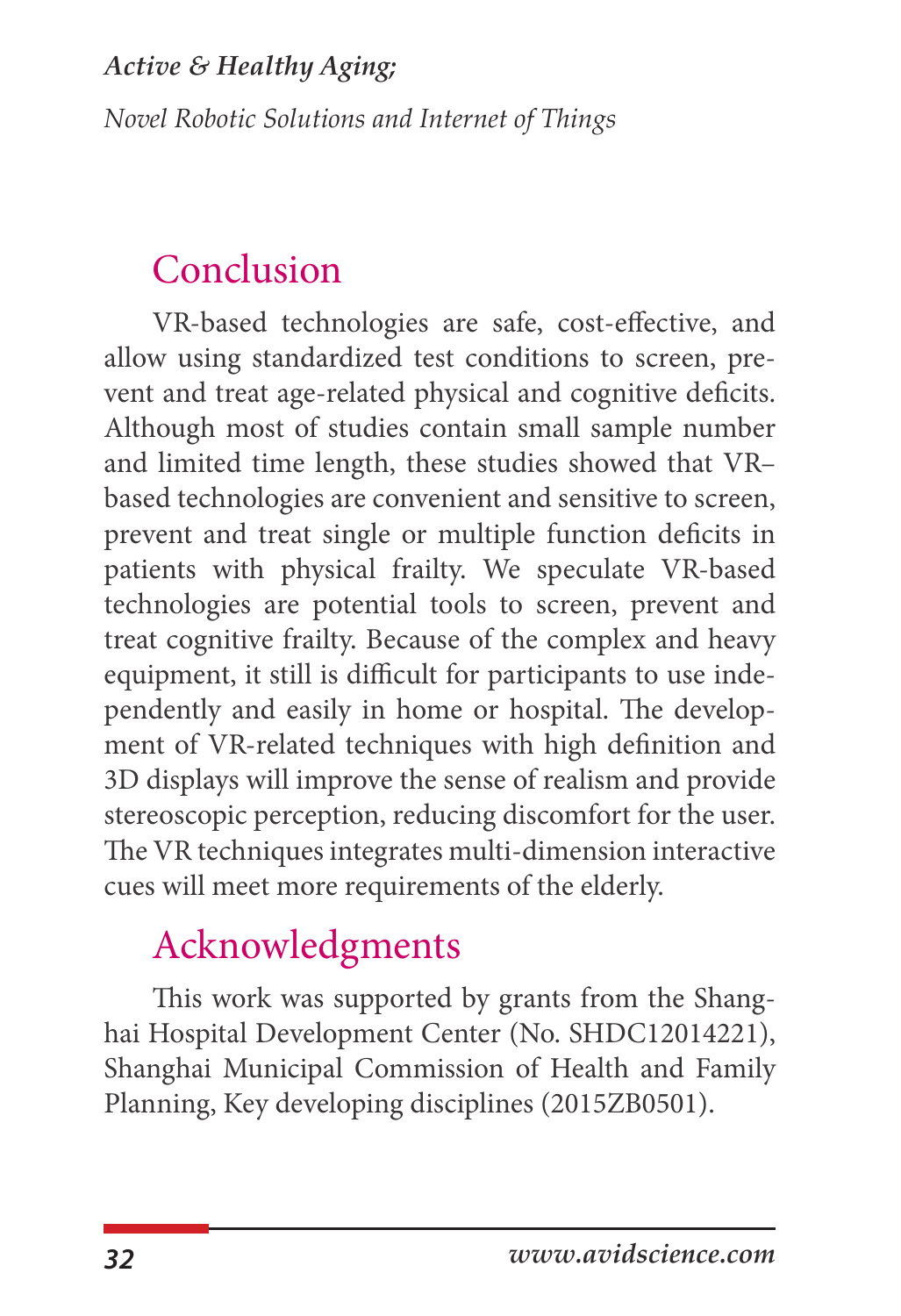## Conclusion

VR-based technologies are safe, cost-effective, and allow using standardized test conditions to screen, prevent and treat age-related physical and cognitive deficits. Although most of studies contain small sample number and limited time length, these studies showed that VR–based technologies are convenient and sensitive to screen, prevent and treat single or multiple function deficits in patients with physical frailty. We speculate VR-based technologies are potential tools to screen, prevent and treat cognitive frailty. Because of the complex and heavy equipment, it still is difficult for participants to use independently and easily in home or hospital. The development of VR-related techniques with high definition and 3D displays will improve the sense of realism and provide stereoscopic perception, reducing discomfort for the user. The VR techniques integrates multi-dimension interactive cues will meet more requirements of the elderly.

## Acknowledgments

This work was supported by grants from the Shanghai Hospital Development Center (No. SHDC12014221), Shanghai Municipal Commission of Health and Family Planning, Key developing disciplines (2015ZB0501).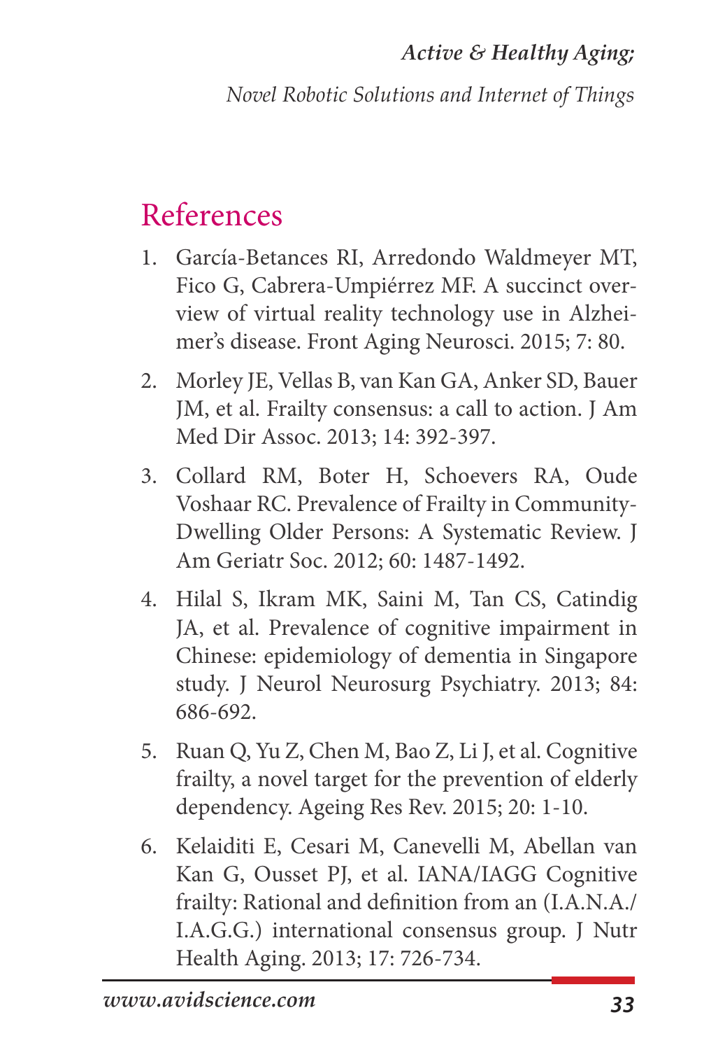## References

1. García-Betances RI, Arredondo Waldmeyer MT, Fico G, Cabrera-Umpiérrez MF. A succinct overview of virtual reality technology use in Alzheimer's disease. Front Aging Neurosci. 2015; 7: 80.

2. Morley JE, Vellas B, van Kan GA, Anker SD, Bauer JM, et al. Frailty consensus: a call to action. J Am Med Dir Assoc. 2013; 14: 392-397.

3. Collard RM, Boter H, Schoevers RA, Oude Voshaar RC. Prevalence of Frailty in Community-Dwelling Older Persons: A Systematic Review. J Am Geriatr Soc. 2012; 60: 1487-1492.

4. Hilal S, Ikram MK, Saini M, Tan CS, Catindig JA, et al. Prevalence of cognitive impairment in Chinese: epidemiology of dementia in Singapore study. J Neurol Neurosurg Psychiatry. 2013; 84: 686-692.

5. Ruan Q, Yu Z, Chen M, Bao Z, Li J, et al. Cognitive frailty, a novel target for the prevention of elderly dependency. Ageing Res Rev. 2015; 20: 1-10.

6. Kelaiditi E, Cesari M, Canevelli M, Abellan van Kan G, Ousset PJ, et al. IANA/IAGG Cognitive frailty: Rational and definition from an (I.A.N.A./I.A.G.G.) international consensus group. J Nutr Health Aging. 2013; 17: 726-734.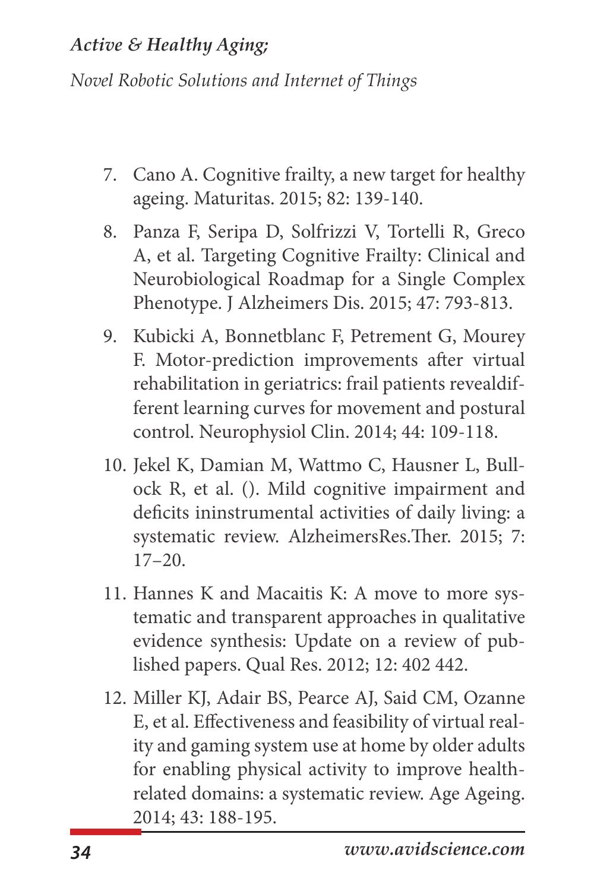7. Cano A. Cognitive frailty, a new target for healthy ageing. Maturitas. 2015; 82: 139-140.
8. Panza F, Seripa D, Solfrizzi V, Tortelli R, Greco A, et al. Targeting Cognitive Frailty: Clinical and Neurobiological Roadmap for a Single Complex Phenotype. J Alzheimers Dis. 2015; 47: 793-813.
9. Kubicki A, Bonnetblanc F, Petrement G, Mourey F. Motor-prediction improvements after virtual rehabilitation in geriatrics: frail patients revealdifferent learning curves for movement and postural control. Neurophysiol Clin. 2014; 44: 109-118.
10. Jekel K, Damian M, Wattmo C, Hausner L, Bullock R, et al. (). Mild cognitive impairment and deficits ininstrumental activities of daily living: a systematic review. AlzheimersRes.Ther. 2015; 7: 17–20.
11. Hannes K and Macaitis K: A move to more systematic and transparent approaches in qualitative evidence synthesis: Update on a review of published papers. Qual Res. 2012; 12: 402 442.
12. Miller KJ, Adair BS, Pearce AJ, Said CM, Ozanne E, et al. Effectiveness and feasibility of virtual reality and gaming system use at home by older adults for enabling physical activity to improve health-related domains: a systematic review. Age Ageing. 2014; 43: 188-195.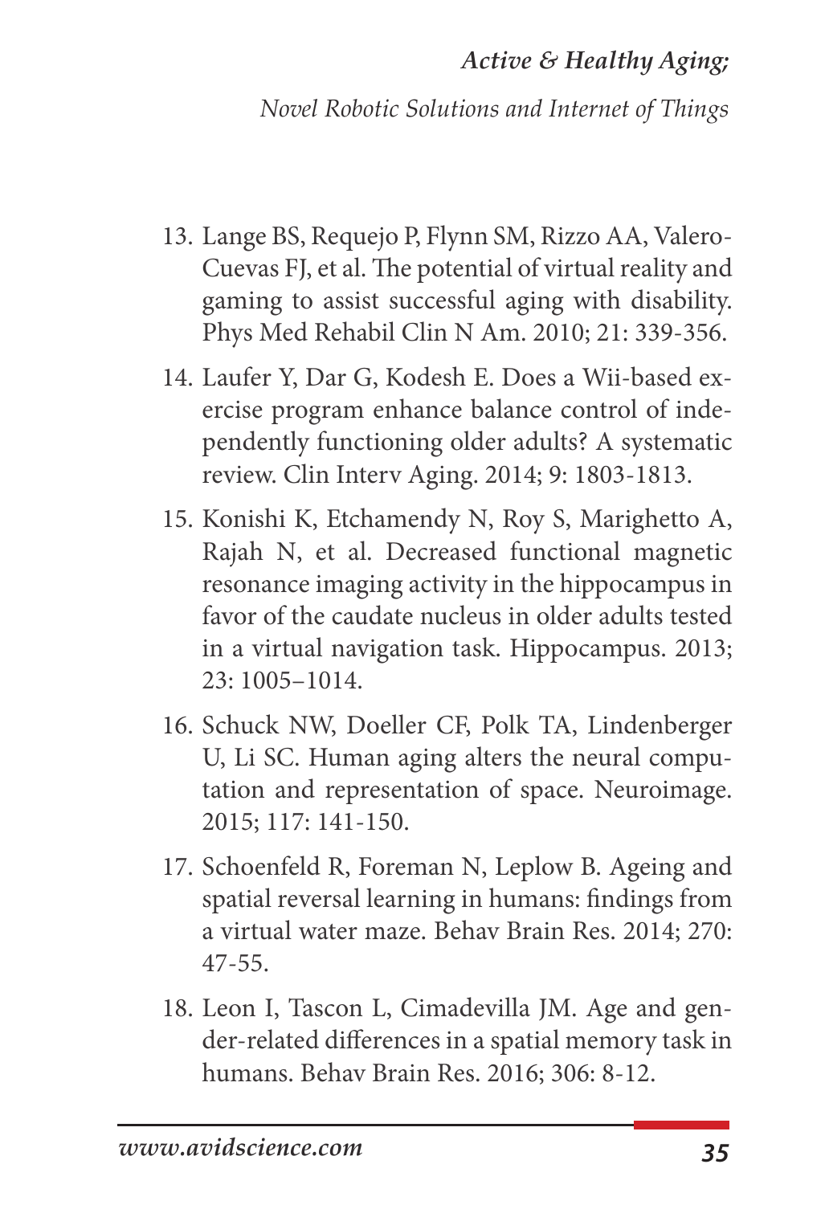13. Lange BS, Requejo P, Flynn SM, Rizzo AA, Valero-Cuevas FJ, et al. The potential of virtual reality and gaming to assist successful aging with disability. Phys Med Rehabil Clin N Am. 2010; 21: 339-356.

14. Laufer Y, Dar G, Kodesh E. Does a Wii-based exercise program enhance balance control of independently functioning older adults? A systematic review. Clin Interv Aging. 2014; 9: 1803-1813.

15. Konishi K, Etchamendy N, Roy S, Marighetto A, Rajah N, et al. Decreased functional magnetic resonance imaging activity in the hippocampus in favor of the caudate nucleus in older adults tested in a virtual navigation task. Hippocampus. 2013; 23: 1005–1014.

16. Schuck NW, Doeller CF, Polk TA, Lindenberger U, Li SC. Human aging alters the neural computation and representation of space. Neuroimage. 2015; 117: 141-150.

17. Schoenfeld R, Foreman N, Leplow B. Ageing and spatial reversal learning in humans: findings from a virtual water maze. Behav Brain Res. 2014; 270: 47-55.

18. Leon I, Tascon L, Cimadevilla JM. Age and gender-related differences in a spatial memory task in humans. Behav Brain Res. 2016; 306: 8-12.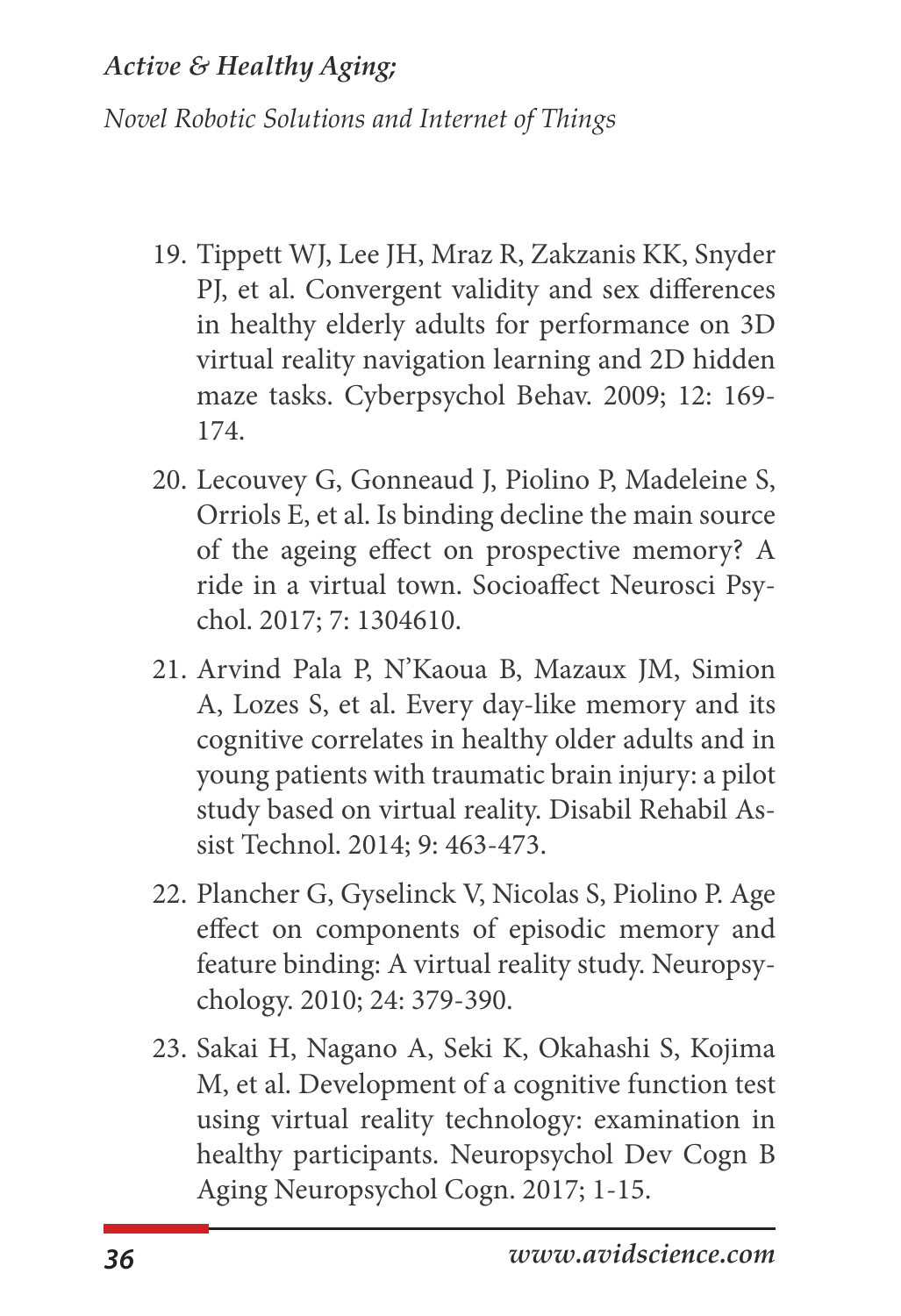19. Tippett WJ, Lee JH, Mraz R, Zakzanis KK, Snyder PJ, et al. Convergent validity and sex differences in healthy elderly adults for performance on 3D virtual reality navigation learning and 2D hidden maze tasks. Cyberpsychol Behav. 2009; 12: 169-174.

20. Lecouvey G, Gonneaud J, Piolino P, Madeleine S, Orriols E, et al. Is binding decline the main source of the ageing effect on prospective memory? A ride in a virtual town. Socioaffect Neurosci Psychol. 2017; 7: 1304610.

21. Arvind Pala P, N'Kaoua B, Mazaux JM, Simion A, Lozes S, et al. Every day-like memory and its cognitive correlates in healthy older adults and in young patients with traumatic brain injury: a pilot study based on virtual reality. Disabil Rehabil Assist Technol. 2014; 9: 463-473.

22. Plancher G, Gyselinck V, Nicolas S, Piolino P. Age effect on components of episodic memory and feature binding: A virtual reality study. Neuropsychology. 2010; 24: 379-390.

23. Sakai H, Nagano A, Seki K, Okahashi S, Kojima M, et al. Development of a cognitive function test using virtual reality technology: examination in healthy participants. Neuropsychol Dev Cogn B Aging Neuropsychol Cogn. 2017; 1-15.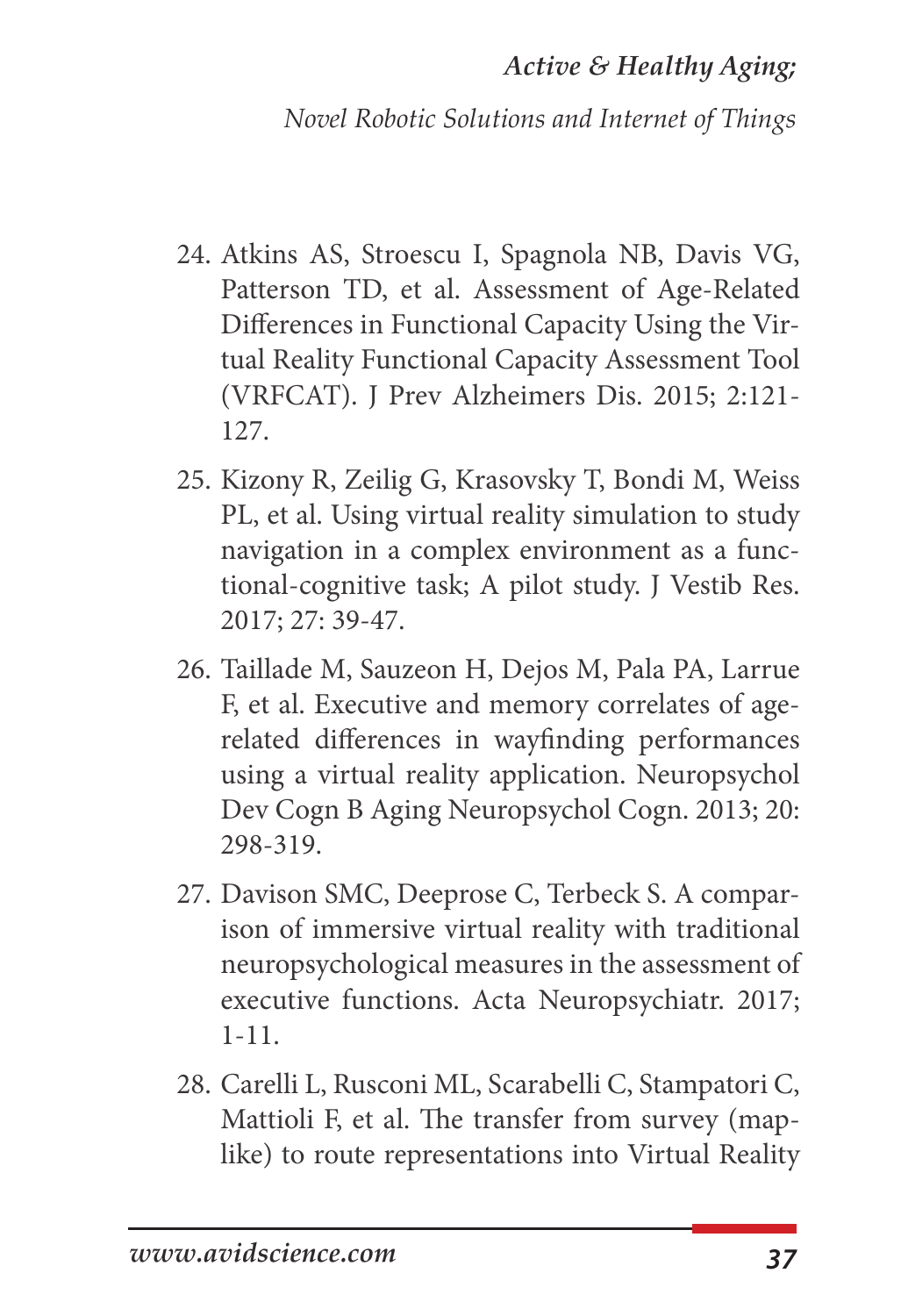24. Atkins AS, Stroescu I, Spagnola NB, Davis VG, Patterson TD, et al. Assessment of Age-Related Differences in Functional Capacity Using the Virtual Reality Functional Capacity Assessment Tool (VRFCAT). J Prev Alzheimers Dis. 2015; 2:121-127.
25. Kizony R, Zeilig G, Krasovsky T, Bondi M, Weiss PL, et al. Using virtual reality simulation to study navigation in a complex environment as a functional-cognitive task; A pilot study. J Vestib Res. 2017; 27: 39-47.
26. Taillade M, Sauzeon H, Dejos M, Pala PA, Larrue F, et al. Executive and memory correlates of age-related differences in wayfinding performances using a virtual reality application. Neuropsychol Dev Cogn B Aging Neuropsychol Cogn. 2013; 20: 298-319.
27. Davison SMC, Deeprose C, Terbeck S. A comparison of immersive virtual reality with traditional neuropsychological measures in the assessment of executive functions. Acta Neuropsychiatr. 2017; 1-11.
28. Carelli L, Rusconi ML, Scarabelli C, Stampatori C, Mattioli F, et al. The transfer from survey (map-like) to route representations into Virtual Reality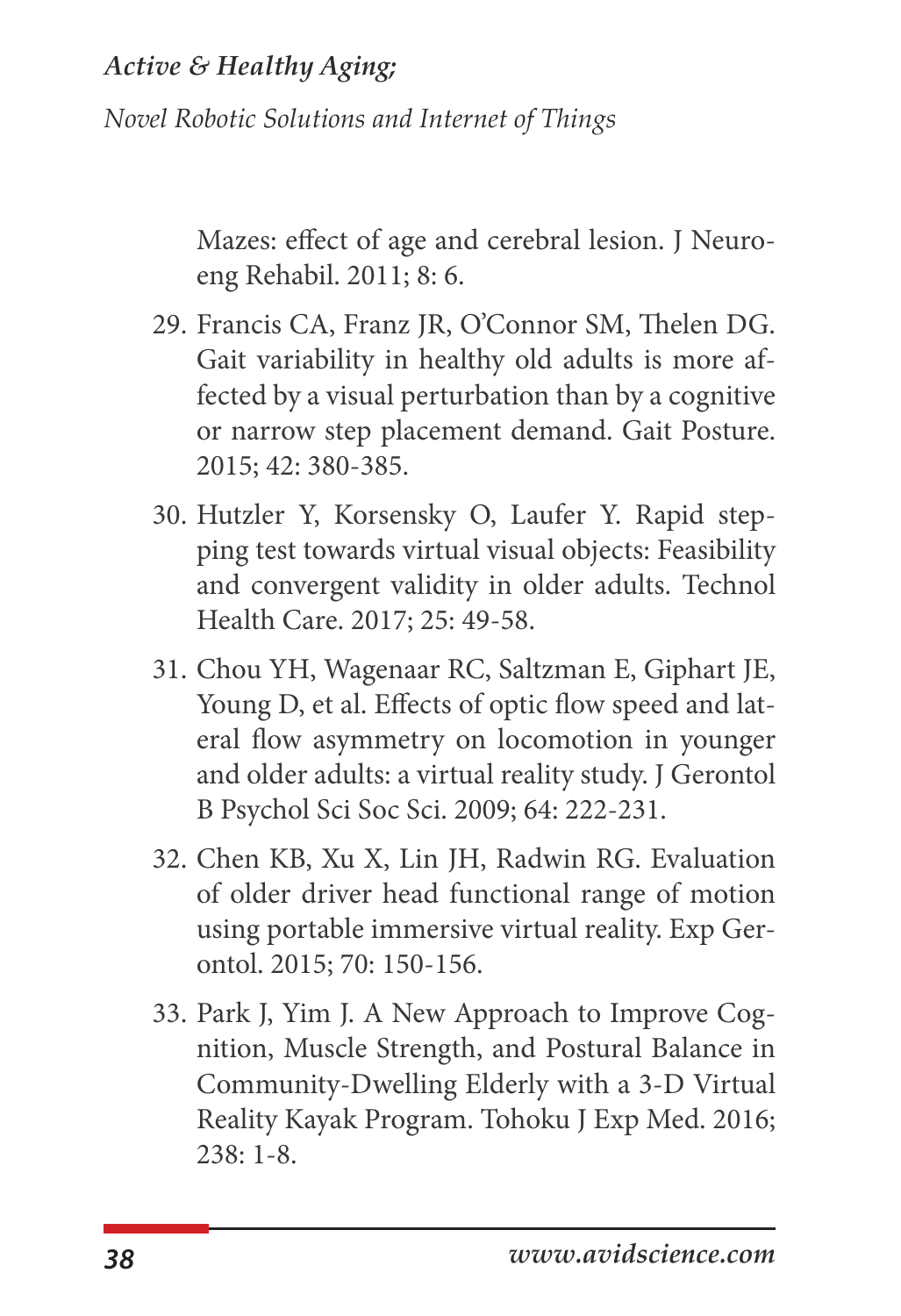Mazes: effect of age and cerebral lesion. J Neuroeng Rehabil. 2011; 8: 6.

29. Francis CA, Franz JR, O'Connor SM, Thelen DG. Gait variability in healthy old adults is more affected by a visual perturbation than by a cognitive or narrow step placement demand. Gait Posture. 2015; 42: 380-385.

30. Hutzler Y, Korsensky O, Laufer Y. Rapid stepping test towards virtual visual objects: Feasibility and convergent validity in older adults. Technol Health Care. 2017; 25: 49-58.

31. Chou YH, Wagenaar RC, Saltzman E, Giphart JE, Young D, et al. Effects of optic flow speed and lateral flow asymmetry on locomotion in younger and older adults: a virtual reality study. J Gerontol B Psychol Sci Soc Sci. 2009; 64: 222-231.

32. Chen KB, Xu X, Lin JH, Radwin RG. Evaluation of older driver head functional range of motion using portable immersive virtual reality. Exp Gerontol. 2015; 70: 150-156.

33. Park J, Yim J. A New Approach to Improve Cognition, Muscle Strength, and Postural Balance in Community-Dwelling Elderly with a 3-D Virtual Reality Kayak Program. Tohoku J Exp Med. 2016; 238: 1-8.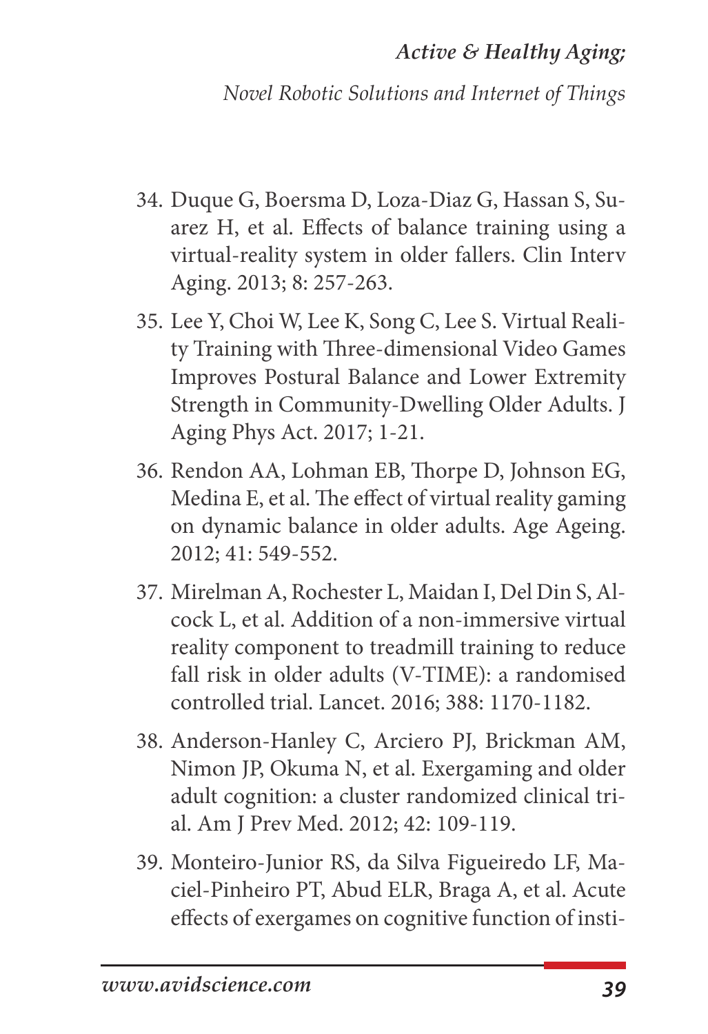34. Duque G, Boersma D, Loza-Diaz G, Hassan S, Suarez H, et al. Effects of balance training using a virtual-reality system in older fallers. Clin Interv Aging. 2013; 8: 257-263.

35. Lee Y, Choi W, Lee K, Song C, Lee S. Virtual Reality Training with Three-dimensional Video Games Improves Postural Balance and Lower Extremity Strength in Community-Dwelling Older Adults. J Aging Phys Act. 2017; 1-21.

36. Rendon AA, Lohman EB, Thorpe D, Johnson EG, Medina E, et al. The effect of virtual reality gaming on dynamic balance in older adults. Age Ageing. 2012; 41: 549-552.

37. Mirelman A, Rochester L, Maidan I, Del Din S, Alcock L, et al. Addition of a non-immersive virtual reality component to treadmill training to reduce fall risk in older adults (V-TIME): a randomised controlled trial. Lancet. 2016; 388: 1170-1182.

38. Anderson-Hanley C, Arciero PJ, Brickman AM, Nimon JP, Okuma N, et al. Exergaming and older adult cognition: a cluster randomized clinical trial. Am J Prev Med. 2012; 42: 109-119.

39. Monteiro-Junior RS, da Silva Figueiredo LF, Maciel-Pinheiro PT, Abud ELR, Braga A, et al. Acute effects of exergames on cognitive function of insti-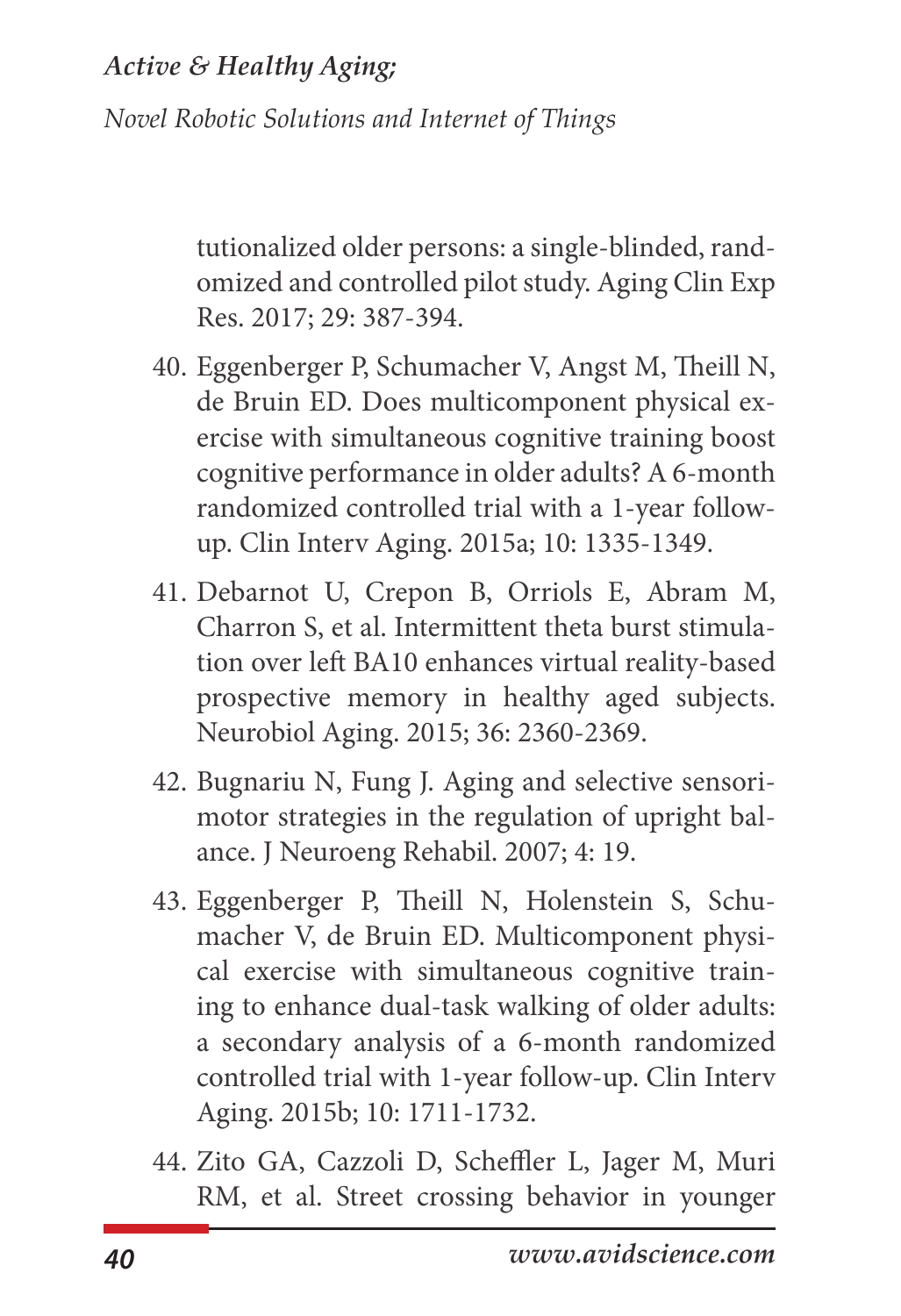tutionalized older persons: a single-blinded, randomized and controlled pilot study. Aging Clin Exp Res. 2017; 29: 387-394.

40. Eggenberger P, Schumacher V, Angst M, Theill N, de Bruin ED. Does multicomponent physical exercise with simultaneous cognitive training boost cognitive performance in older adults? A 6-month randomized controlled trial with a 1-year follow-up. Clin Interv Aging. 2015a; 10: 1335-1349.

41. Debarnot U, Crepon B, Orriols E, Abram M, Charron S, et al. Intermittent theta burst stimulation over left BA10 enhances virtual reality-based prospective memory in healthy aged subjects. Neurobiol Aging. 2015; 36: 2360-2369.

42. Bugnariu N, Fung J. Aging and selective sensorimotor strategies in the regulation of upright balance. J Neuroeng Rehabil. 2007; 4: 19.

43. Eggenberger P, Theill N, Holenstein S, Schumacher V, de Bruin ED. Multicomponent physical exercise with simultaneous cognitive training to enhance dual-task walking of older adults: a secondary analysis of a 6-month randomized controlled trial with 1-year follow-up. Clin Interv Aging. 2015b; 10: 1711-1732.

44. Zito GA, Cazzoli D, Scheffler L, Jager M, Muri RM, et al. Street crossing behavior in younger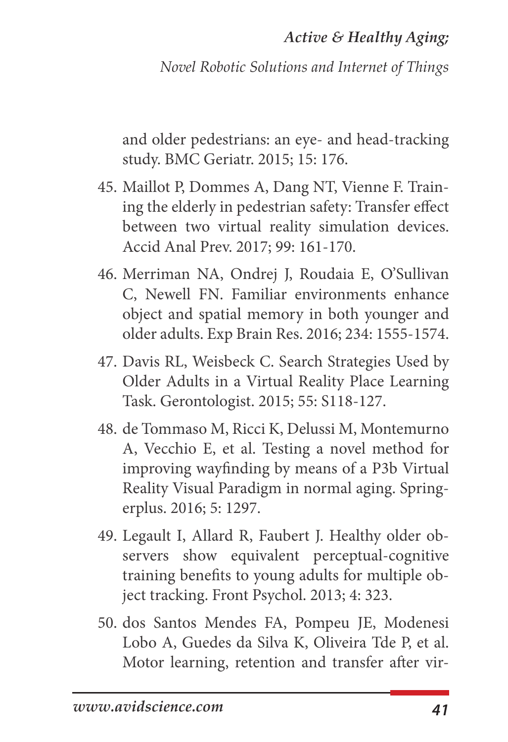and older pedestrians: an eye- and head-tracking study. BMC Geriatr. 2015; 15: 176.

45. Maillot P, Dommes A, Dang NT, Vienne F. Training the elderly in pedestrian safety: Transfer effect between two virtual reality simulation devices. Accid Anal Prev. 2017; 99: 161-170.

46. Merriman NA, Ondrej J, Roudaia E, O'Sullivan C, Newell FN. Familiar environments enhance object and spatial memory in both younger and older adults. Exp Brain Res. 2016; 234: 1555-1574.

47. Davis RL, Weisbeck C. Search Strategies Used by Older Adults in a Virtual Reality Place Learning Task. Gerontologist. 2015; 55: S118-127.

48. de Tommaso M, Ricci K, Delussi M, Montemurno A, Vecchio E, et al. Testing a novel method for improving wayfinding by means of a P3b Virtual Reality Visual Paradigm in normal aging. Springerplus. 2016; 5: 1297.

49. Legault I, Allard R, Faubert J. Healthy older observers show equivalent perceptual-cognitive training benefits to young adults for multiple object tracking. Front Psychol. 2013; 4: 323.

50. dos Santos Mendes FA, Pompeu JE, Modenesi Lobo A, Guedes da Silva K, Oliveira Tde P, et al. Motor learning, retention and transfer after vir-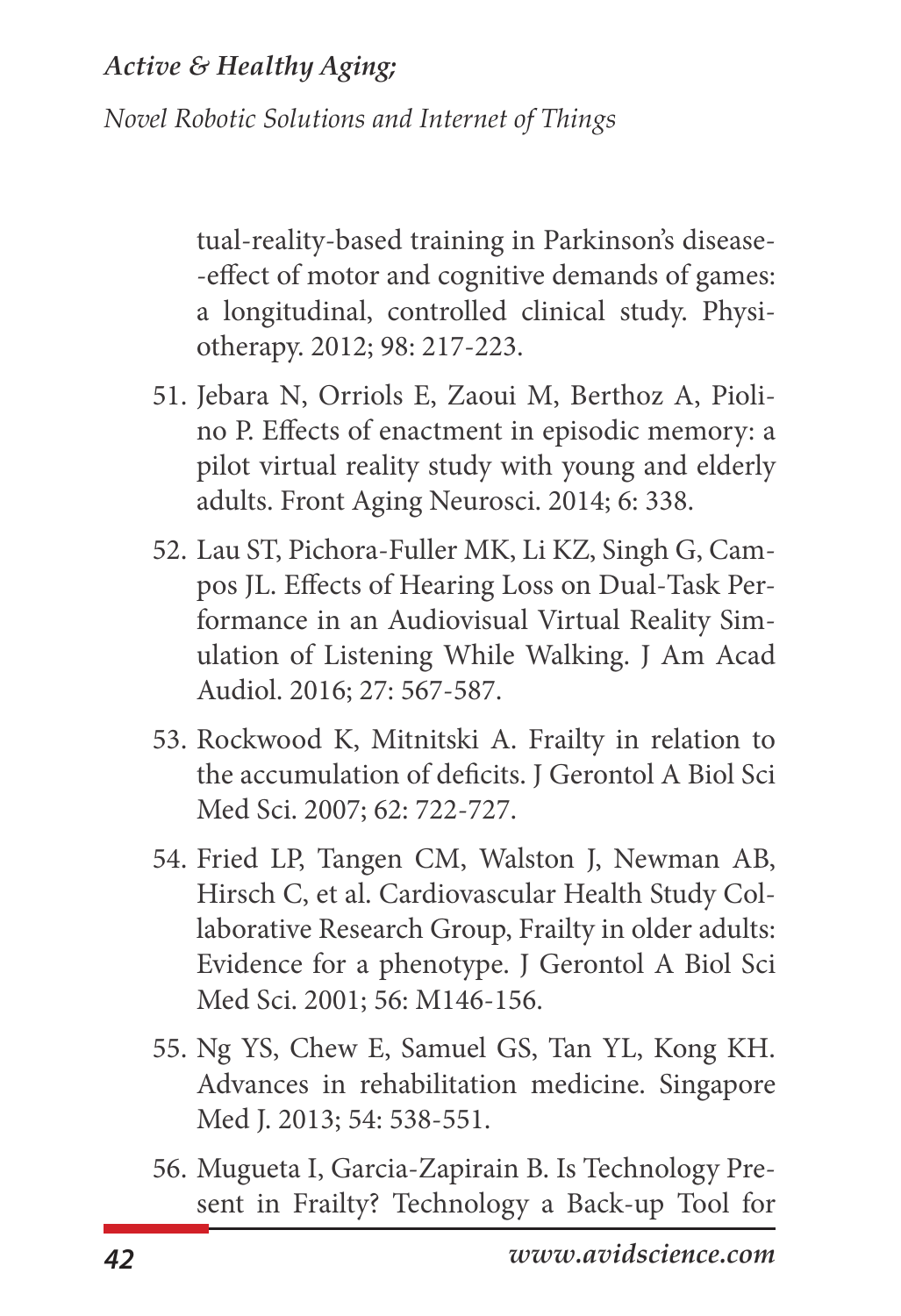tual-reality-based training in Parkinson's disease--effect of motor and cognitive demands of games: a longitudinal, controlled clinical study. Physiotherapy. 2012; 98: 217-223.

51. Jebara N, Orriols E, Zaoui M, Berthoz A, Piolino P. Effects of enactment in episodic memory: a pilot virtual reality study with young and elderly adults. Front Aging Neurosci. 2014; 6: 338.

52. Lau ST, Pichora-Fuller MK, Li KZ, Singh G, Campos JL. Effects of Hearing Loss on Dual-Task Performance in an Audiovisual Virtual Reality Simulation of Listening While Walking. J Am Acad Audiol. 2016; 27: 567-587.

53. Rockwood K, Mitnitski A. Frailty in relation to the accumulation of deficits. J Gerontol A Biol Sci Med Sci. 2007; 62: 722-727.

54. Fried LP, Tangen CM, Walston J, Newman AB, Hirsch C, et al. Cardiovascular Health Study Collaborative Research Group, Frailty in older adults: Evidence for a phenotype. J Gerontol A Biol Sci Med Sci. 2001; 56: M146-156.

55. Ng YS, Chew E, Samuel GS, Tan YL, Kong KH. Advances in rehabilitation medicine. Singapore Med J. 2013; 54: 538-551.

56. Mugueta I, Garcia-Zapirain B. Is Technology Present in Frailty? Technology a Back-up Tool for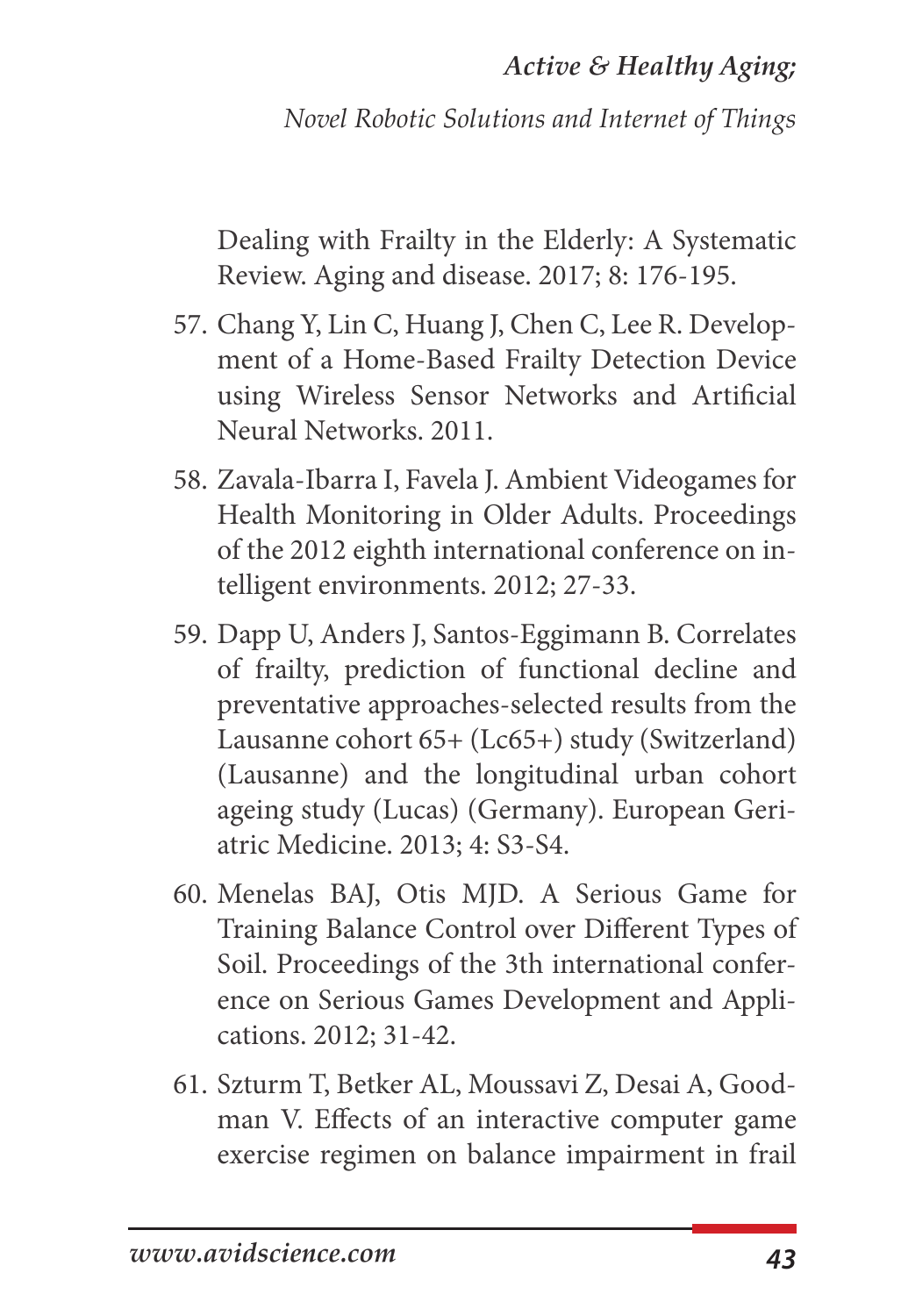Dealing with Frailty in the Elderly: A Systematic Review. Aging and disease. 2017; 8: 176-195.

57. Chang Y, Lin C, Huang J, Chen C, Lee R. Development of a Home-Based Frailty Detection Device using Wireless Sensor Networks and Artificial Neural Networks. 2011.
58. Zavala-Ibarra I, Favela J. Ambient Videogames for Health Monitoring in Older Adults. Proceedings of the 2012 eighth international conference on intelligent environments. 2012; 27-33.
59. Dapp U, Anders J, Santos-Eggimann B. Correlates of frailty, prediction of functional decline and preventative approaches-selected results from the Lausanne cohort 65+ (Lc65+) study (Switzerland) (Lausanne) and the longitudinal urban cohort ageing study (Lucas) (Germany). European Geriatric Medicine. 2013; 4: S3-S4.
60. Menelas BAJ, Otis MJD. A Serious Game for Training Balance Control over Different Types of Soil. Proceedings of the 3th international conference on Serious Games Development and Applications. 2012; 31-42.
61. Szturm T, Betker AL, Moussavi Z, Desai A, Goodman V. Effects of an interactive computer game exercise regimen on balance impairment in frail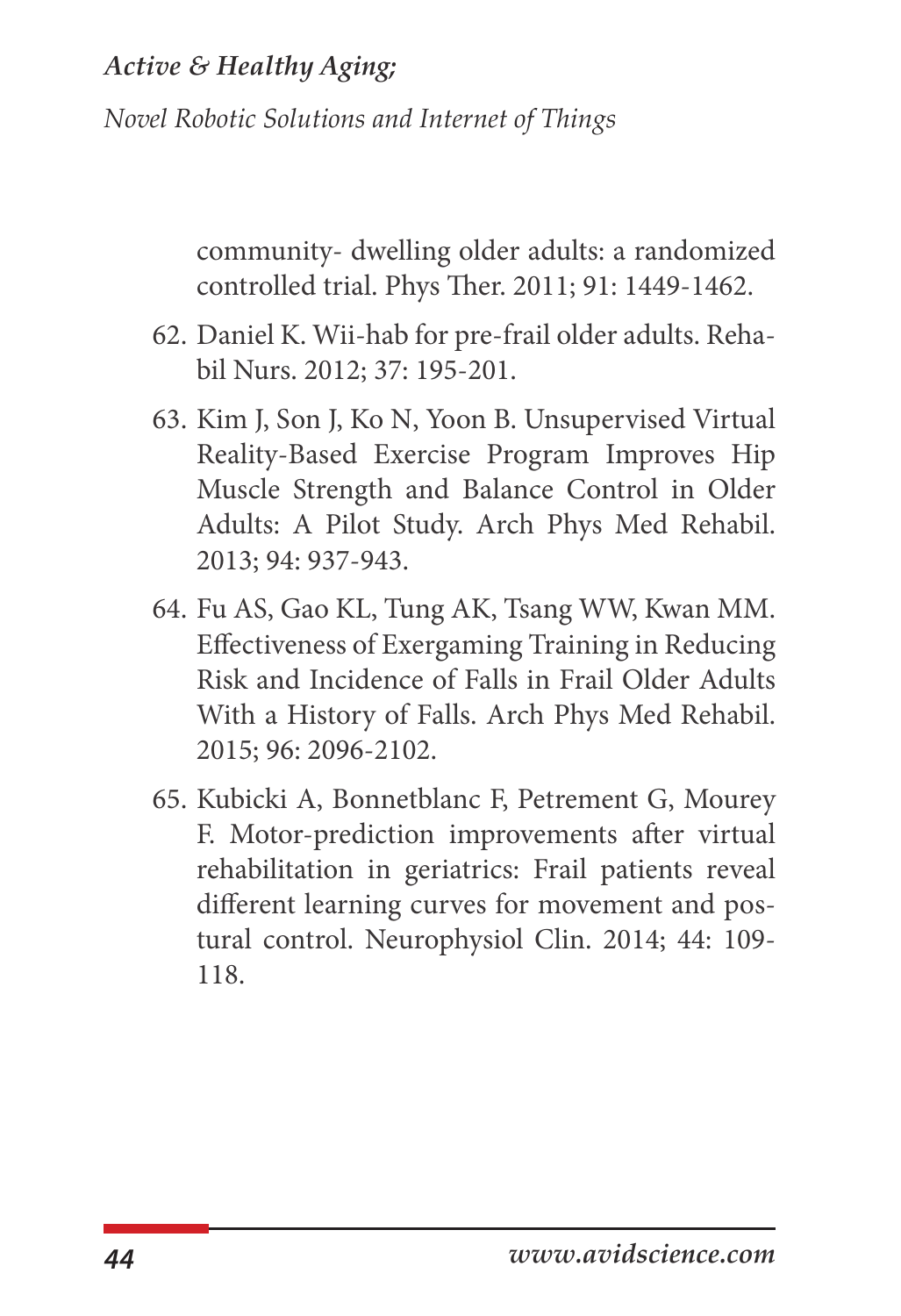community- dwelling older adults: a randomized controlled trial. Phys Ther. 2011; 91: 1449-1462.

62. Daniel K. Wii-hab for pre-frail older adults. Rehabil Nurs. 2012; 37: 195-201.
63. Kim J, Son J, Ko N, Yoon B. Unsupervised Virtual Reality-Based Exercise Program Improves Hip Muscle Strength and Balance Control in Older Adults: A Pilot Study. Arch Phys Med Rehabil. 2013; 94: 937-943.
64. Fu AS, Gao KL, Tung AK, Tsang WW, Kwan MM. Effectiveness of Exergaming Training in Reducing Risk and Incidence of Falls in Frail Older Adults With a History of Falls. Arch Phys Med Rehabil. 2015; 96: 2096-2102.
65. Kubicki A, Bonnetblanc F, Petrement G, Mourey F. Motor-prediction improvements after virtual rehabilitation in geriatrics: Frail patients reveal different learning curves for movement and postural control. Neurophysiol Clin. 2014; 44: 109-118.